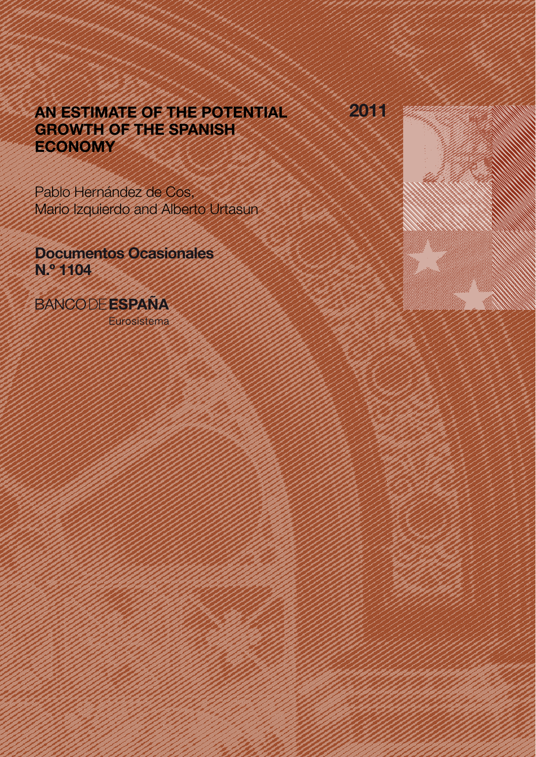# AN ESTIMATE OF THE POTENTIAL GROWTH OF THE SPANISH ECONOMY

**2011**

Pablo Hernández de Cos, Mario Izquierdo and Alberto Urtasun

**Documentos Ocasionales N.º 1104**

BANCO DE **ESPAÑA**

Eurosistema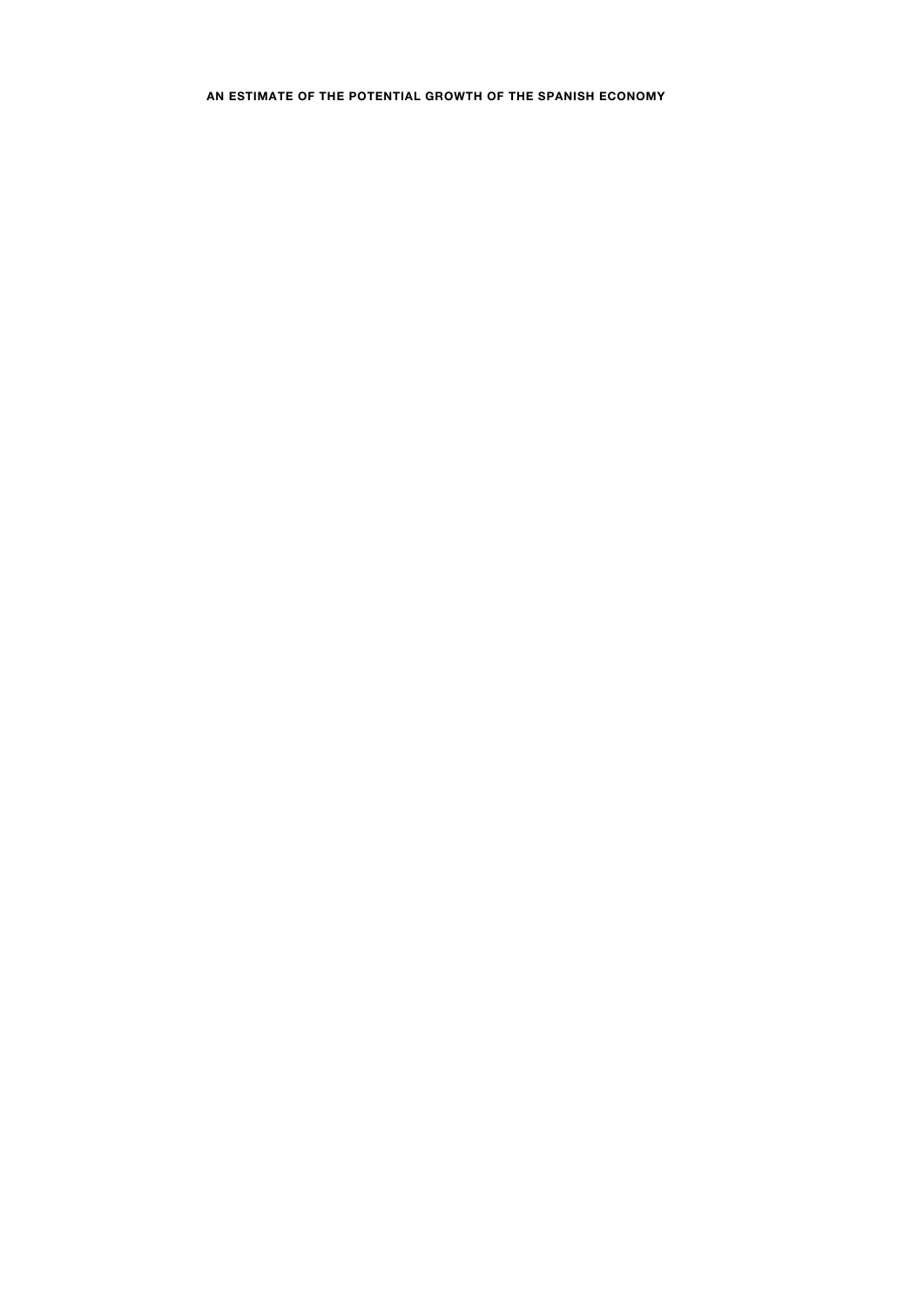**AN ESTIMATE OF THE POTENTIAL GROWTH OF THE SPANISH ECONOMY**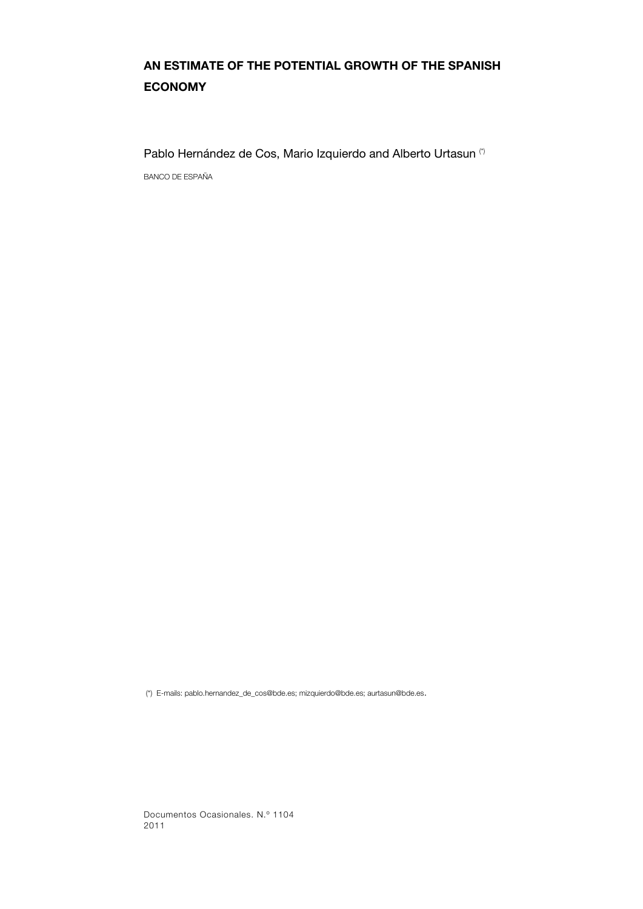# AN ESTIMATE OF THE POTENTIAL GROWTH OF THE SPANISH ECONOMY

Pablo Hernández de Cos, Mario Izquierdo and Alberto Urtasun (*)

BANCO DE ESPAÑA

(*) E-mails: pablo.hernandez_de_cos@bde.es; mizquierdo@bde.es; aurtasun@bde.es.

Documentos Ocasionales. N.º 1104
2011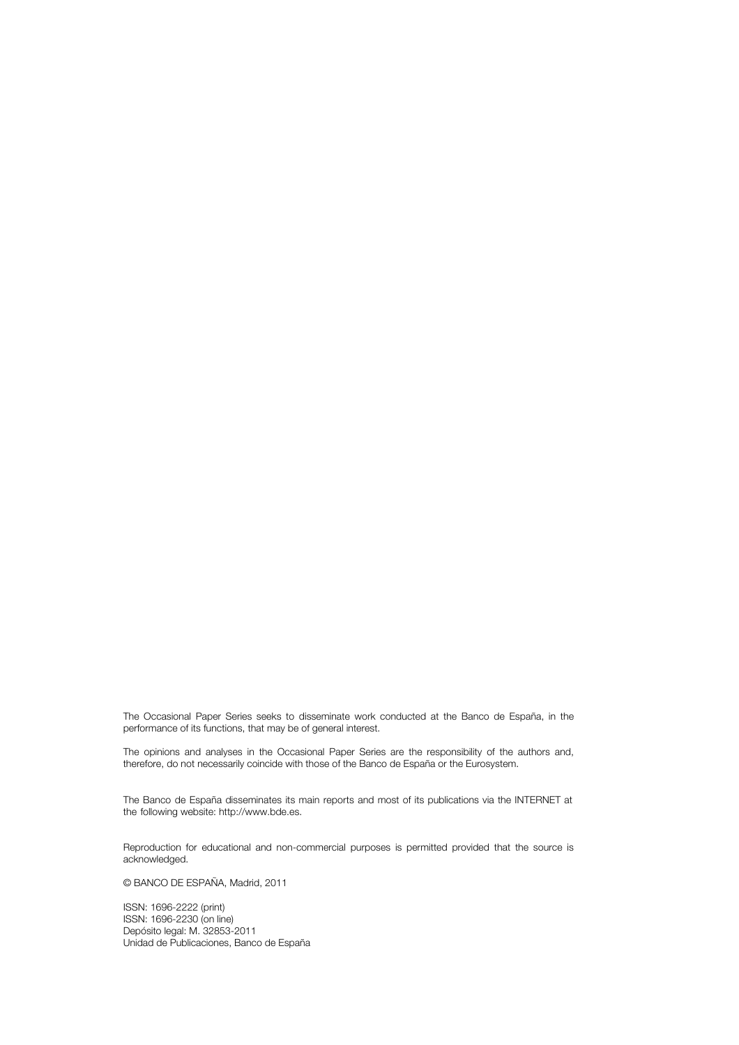The Occasional Paper Series seeks to disseminate work conducted at the Banco de España, in the performance of its functions, that may be of general interest.

The opinions and analyses in the Occasional Paper Series are the responsibility of the authors and, therefore, do not necessarily coincide with those of the Banco de España or the Eurosystem.

The Banco de España disseminates its main reports and most of its publications via the INTERNET at the following website: http://www.bde.es.

Reproduction for educational and non-commercial purposes is permitted provided that the source is acknowledged.

© BANCO DE ESPAÑA, Madrid, 2011

ISSN: 1696-2222 (print)
ISSN: 1696-2230 (on line)
Depósito legal: M. 32853-2011
Unidad de Publicaciones, Banco de España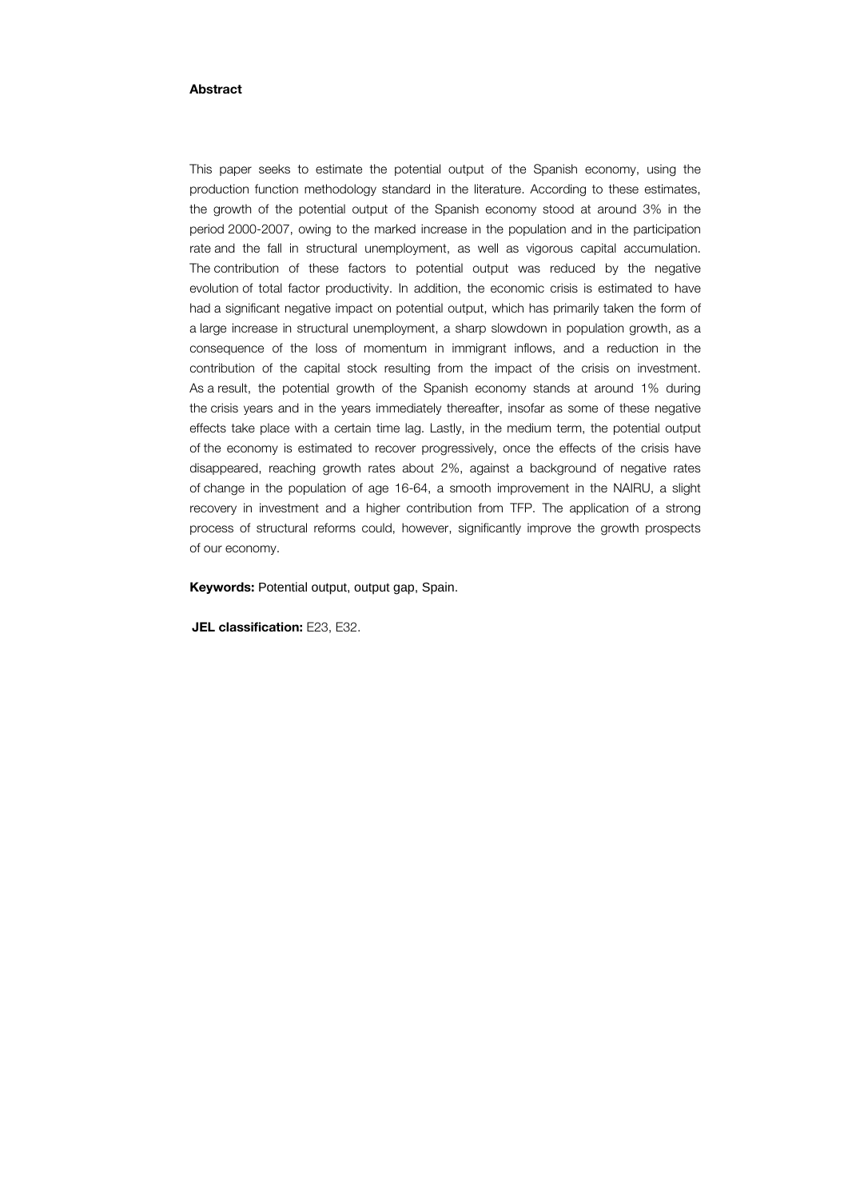**Abstract**

This paper seeks to estimate the potential output of the Spanish economy, using the production function methodology standard in the literature. According to these estimates, the growth of the potential output of the Spanish economy stood at around 3% in the period 2000-2007, owing to the marked increase in the population and in the participation rate and the fall in structural unemployment, as well as vigorous capital accumulation. The contribution of these factors to potential output was reduced by the negative evolution of total factor productivity. In addition, the economic crisis is estimated to have had a significant negative impact on potential output, which has primarily taken the form of a large increase in structural unemployment, a sharp slowdown in population growth, as a consequence of the loss of momentum in immigrant inflows, and a reduction in the contribution of the capital stock resulting from the impact of the crisis on investment. As a result, the potential growth of the Spanish economy stands at around 1% during the crisis years and in the years immediately thereafter, insofar as some of these negative effects take place with a certain time lag. Lastly, in the medium term, the potential output of the economy is estimated to recover progressively, once the effects of the crisis have disappeared, reaching growth rates about 2%, against a background of negative rates of change in the population of age 16-64, a smooth improvement in the NAIRU, a slight recovery in investment and a higher contribution from TFP. The application of a strong process of structural reforms could, however, significantly improve the growth prospects of our economy.

**Keywords:** Potential output, output gap, Spain.

**JEL classification:** E23, E32.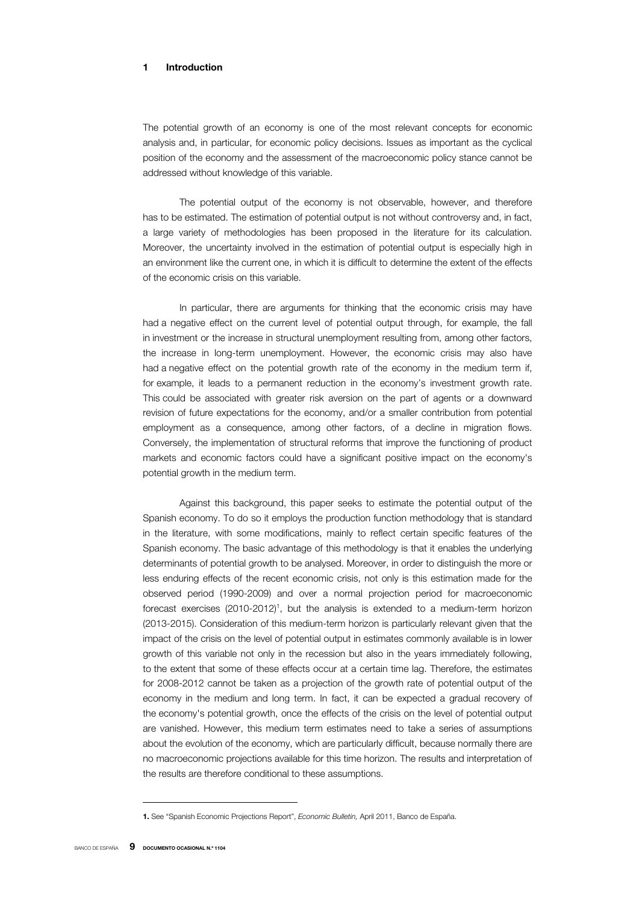# 1 Introduction

The potential growth of an economy is one of the most relevant concepts for economic analysis and, in particular, for economic policy decisions. Issues as important as the cyclical position of the economy and the assessment of the macroeconomic policy stance cannot be addressed without knowledge of this variable.

The potential output of the economy is not observable, however, and therefore has to be estimated. The estimation of potential output is not without controversy and, in fact, a large variety of methodologies has been proposed in the literature for its calculation. Moreover, the uncertainty involved in the estimation of potential output is especially high in an environment like the current one, in which it is difficult to determine the extent of the effects of the economic crisis on this variable.

In particular, there are arguments for thinking that the economic crisis may have had a negative effect on the current level of potential output through, for example, the fall in investment or the increase in structural unemployment resulting from, among other factors, the increase in long-term unemployment. However, the economic crisis may also have had a negative effect on the potential growth rate of the economy in the medium term if, for example, it leads to a permanent reduction in the economy's investment growth rate. This could be associated with greater risk aversion on the part of agents or a downward revision of future expectations for the economy, and/or a smaller contribution from potential employment as a consequence, among other factors, of a decline in migration flows. Conversely, the implementation of structural reforms that improve the functioning of product markets and economic factors could have a significant positive impact on the economy's potential growth in the medium term.

Against this background, this paper seeks to estimate the potential output of the Spanish economy. To do so it employs the production function methodology that is standard in the literature, with some modifications, mainly to reflect certain specific features of the Spanish economy. The basic advantage of this methodology is that it enables the underlying determinants of potential growth to be analysed. Moreover, in order to distinguish the more or less enduring effects of the recent economic crisis, not only is this estimation made for the observed period (1990-2009) and over a normal projection period for macroeconomic forecast exercises (2010-2012)[1], but the analysis is extended to a medium-term horizon (2013-2015). Consideration of this medium-term horizon is particularly relevant given that the impact of the crisis on the level of potential output in estimates commonly available is in lower growth of this variable not only in the recession but also in the years immediately following, to the extent that some of these effects occur at a certain time lag. Therefore, the estimates for 2008-2012 cannot be taken as a projection of the growth rate of potential output of the economy in the medium and long term. In fact, it can be expected a gradual recovery of the economy's potential growth, once the effects of the crisis on the level of potential output are vanished. However, this medium term estimates need to take a series of assumptions about the evolution of the economy, which are particularly difficult, because normally there are no macroeconomic projections available for this time horizon. The results and interpretation of the results are therefore conditional to these assumptions.

---

**1.** See "Spanish Economic Projections Report", *Economic Bulletin,* April 2011, Banco de España.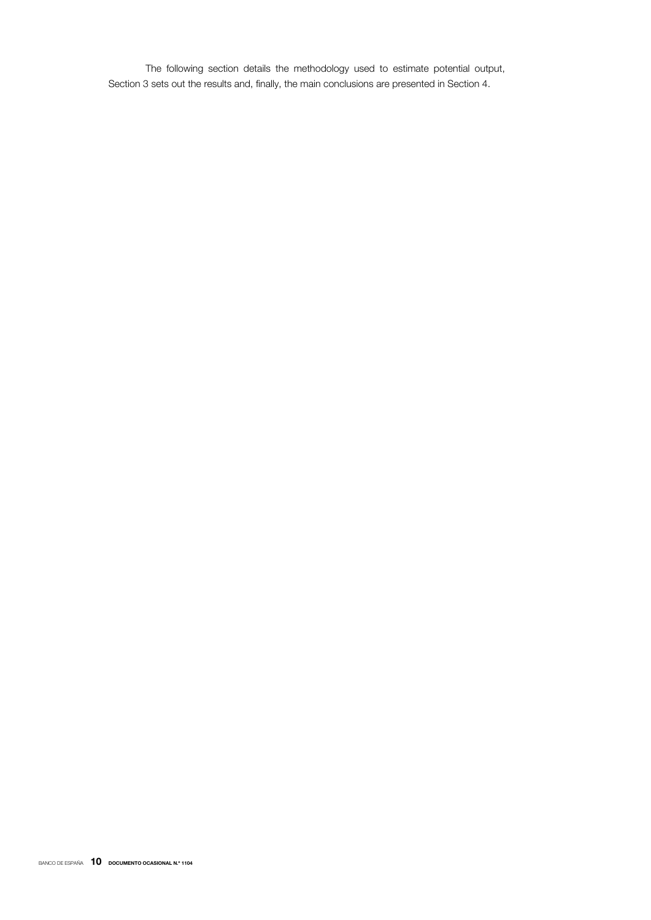The following section details the methodology used to estimate potential output, Section 3 sets out the results and, finally, the main conclusions are presented in Section 4.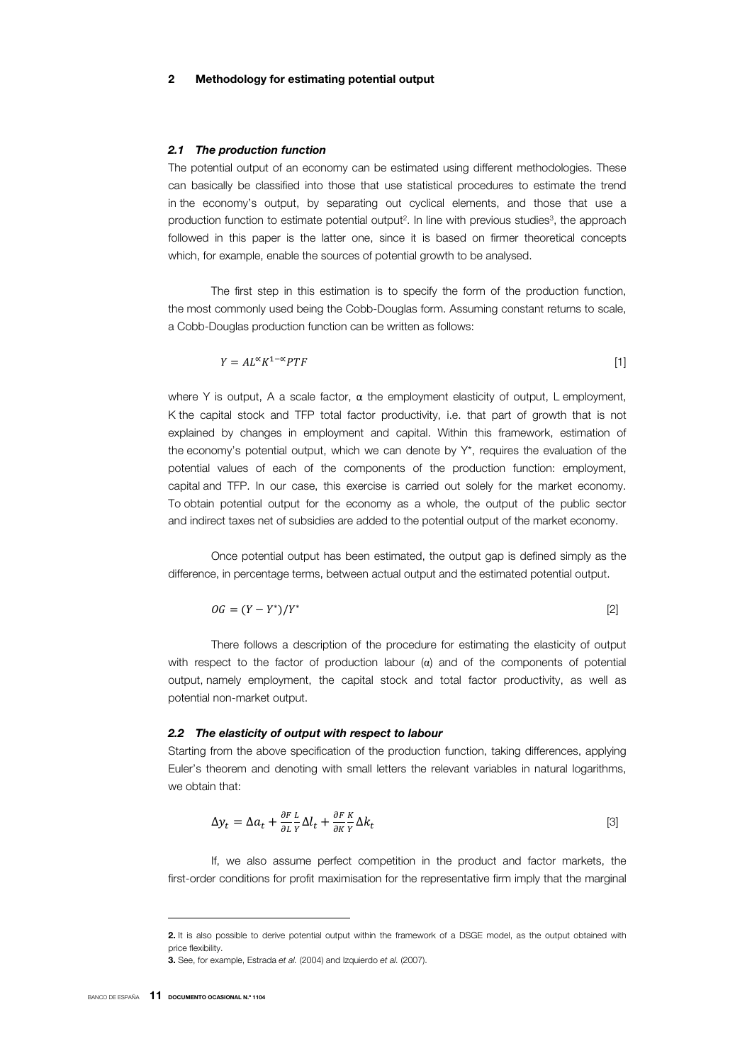## 2 Methodology for estimating potential output

### *2.1 The production function*

The potential output of an economy can be estimated using different methodologies. These can basically be classified into those that use statistical procedures to estimate the trend in the economy's output, by separating out cyclical elements, and those that use a production function to estimate potential output[2]. In line with previous studies[3], the approach followed in this paper is the latter one, since it is based on firmer theoretical concepts which, for example, enable the sources of potential growth to be analysed.

The first step in this estimation is to specify the form of the production function, the most commonly used being the Cobb-Douglas form. Assuming constant returns to scale, a Cobb-Douglas production function can be written as follows:

$$Y = AL^{\alpha}K^{1-\alpha}PTF \quad [1]$$

where Y is output, A a scale factor, α the employment elasticity of output, L employment, K the capital stock and TFP total factor productivity, i.e. that part of growth that is not explained by changes in employment and capital. Within this framework, estimation of the economy's potential output, which we can denote by $Y^*$, requires the evaluation of the potential values of each of the components of the production function: employment, capital and TFP. In our case, this exercise is carried out solely for the market economy. To obtain potential output for the economy as a whole, the output of the public sector and indirect taxes net of subsidies are added to the potential output of the market economy.

Once potential output has been estimated, the output gap is defined simply as the difference, in percentage terms, between actual output and the estimated potential output.

$$OG = (Y - Y^*)/Y^* \quad [2]$$

There follows a description of the procedure for estimating the elasticity of output with respect to the factor of production labour (α) and of the components of potential output, namely employment, the capital stock and total factor productivity, as well as potential non-market output.

### *2.2 The elasticity of output with respect to labour*

Starting from the above specification of the production function, taking differences, applying Euler's theorem and denoting with small letters the relevant variables in natural logarithms, we obtain that:

$$\Delta y_t = \Delta a_t + \frac{\partial F}{\partial L}\frac{L}{Y}\Delta l_t + \frac{\partial F}{\partial K}\frac{K}{Y}\Delta k_t \quad [3]$$

If, we also assume perfect competition in the product and factor markets, the first-order conditions for profit maximisation for the representative firm imply that the marginal

---

**2.** It is also possible to derive potential output within the framework of a DSGE model, as the output obtained with price flexibility.

**3.** See, for example, Estrada *et al.* (2004) and Izquierdo *et al.* (2007).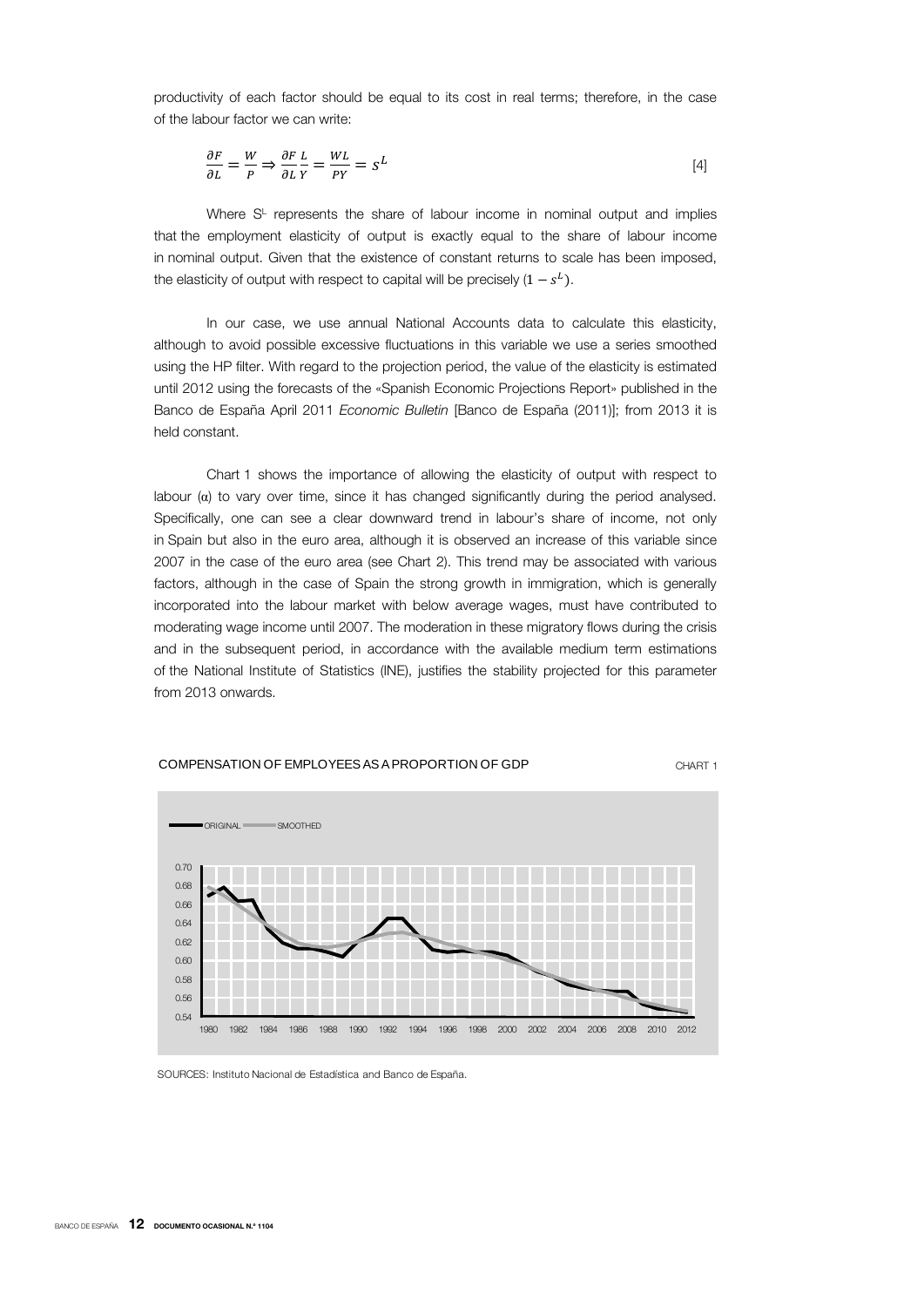productivity of each factor should be equal to its cost in real terms; therefore, in the case of the labour factor we can write:

$$\frac{\partial F}{\partial L} = \frac{W}{P} \Rightarrow \frac{\partial F}{\partial L}\frac{L}{Y} = \frac{WL}{PY} = s^{L} \qquad [4]$$

Where $S^L$ represents the share of labour income in nominal output and implies that the employment elasticity of output is exactly equal to the share of labour income in nominal output. Given that the existence of constant returns to scale has been imposed, the elasticity of output with respect to capital will be precisely $(1 - s^L)$.

In our case, we use annual National Accounts data to calculate this elasticity, although to avoid possible excessive fluctuations in this variable we use a series smoothed using the HP filter. With regard to the projection period, the value of the elasticity is estimated until 2012 using the forecasts of the «Spanish Economic Projections Report» published in the Banco de España April 2011 *Economic Bulletin* [Banco de España (2011)]; from 2013 it is held constant.

Chart 1 shows the importance of allowing the elasticity of output with respect to labour (α) to vary over time, since it has changed significantly during the period analysed. Specifically, one can see a clear downward trend in labour's share of income, not only in Spain but also in the euro area, although it is observed an increase of this variable since 2007 in the case of the euro area (see Chart 2). This trend may be associated with various factors, although in the case of Spain the strong growth in immigration, which is generally incorporated into the labour market with below average wages, must have contributed to moderating wage income until 2007. The moderation in these migratory flows during the crisis and in the subsequent period, in accordance with the available medium term estimations of the National Institute of Statistics (INE), justifies the stability projected for this parameter from 2013 onwards.

COMPENSATION OF EMPLOYEES AS A PROPORTION OF GDP — CHART 1

SOURCES: Instituto Nacional de Estadística and Banco de España.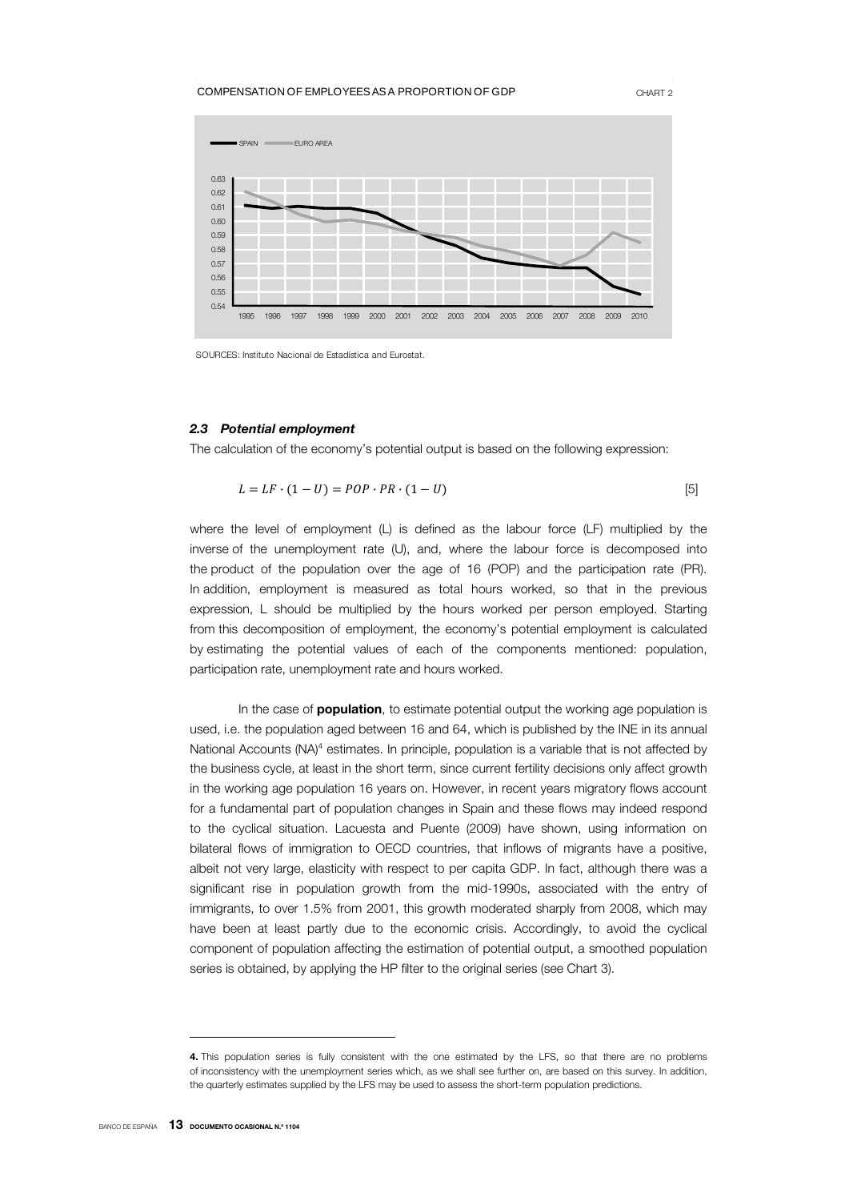COMPENSATION OF EMPLOYEES AS A PROPORTION OF GDP

CHART 2

SOURCES: Instituto Nacional de Estadística and Eurostat.

### *2.3 Potential employment*

The calculation of the economy's potential output is based on the following expression:

$$L = LF \cdot (1 - U) = POP \cdot PR \cdot (1 - U) \qquad [5]$$

where the level of employment (L) is defined as the labour force (LF) multiplied by the inverse of the unemployment rate (U), and, where the labour force is decomposed into the product of the population over the age of 16 (POP) and the participation rate (PR). In addition, employment is measured as total hours worked, so that in the previous expression, L should be multiplied by the hours worked per person employed. Starting from this decomposition of employment, the economy's potential employment is calculated by estimating the potential values of each of the components mentioned: population, participation rate, unemployment rate and hours worked.

In the case of **population**, to estimate potential output the working age population is used, i.e. the population aged between 16 and 64, which is published by the INE in its annual National Accounts (NA)[4] estimates. In principle, population is a variable that is not affected by the business cycle, at least in the short term, since current fertility decisions only affect growth in the working age population 16 years on. However, in recent years migratory flows account for a fundamental part of population changes in Spain and these flows may indeed respond to the cyclical situation. Lacuesta and Puente (2009) have shown, using information on bilateral flows of immigration to OECD countries, that inflows of migrants have a positive, albeit not very large, elasticity with respect to per capita GDP. In fact, although there was a significant rise in population growth from the mid-1990s, associated with the entry of immigrants, to over 1.5% from 2001, this growth moderated sharply from 2008, which may have been at least partly due to the economic crisis. Accordingly, to avoid the cyclical component of population affecting the estimation of potential output, a smoothed population series is obtained, by applying the HP filter to the original series (see Chart 3).

---

**4.** This population series is fully consistent with the one estimated by the LFS, so that there are no problems of inconsistency with the unemployment series which, as we shall see further on, are based on this survey. In addition, the quarterly estimates supplied by the LFS may be used to assess the short-term population predictions.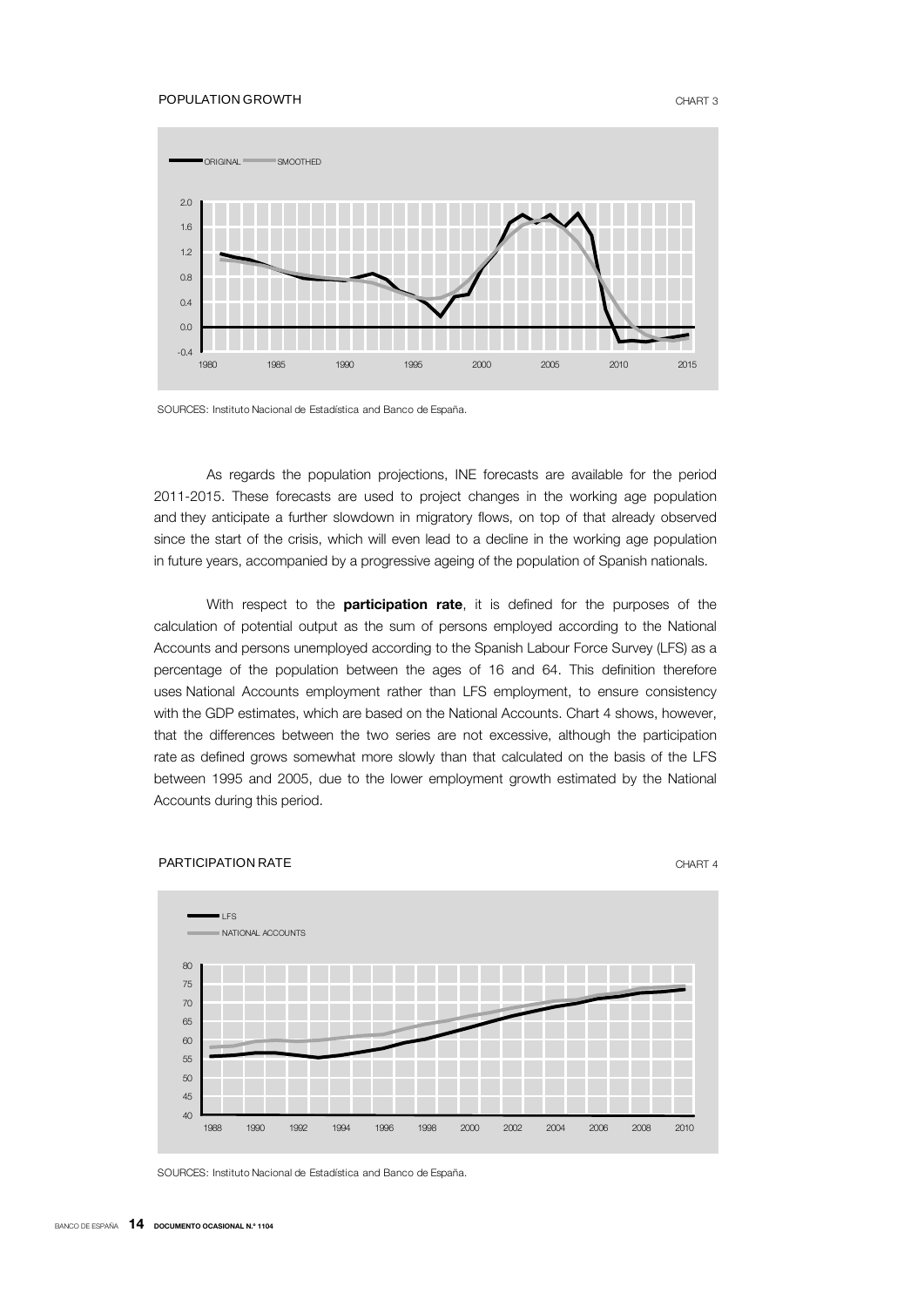POPULATION GROWTH

CHART 3

SOURCES: Instituto Nacional de Estadística and Banco de España.

As regards the population projections, INE forecasts are available for the period 2011-2015. These forecasts are used to project changes in the working age population and they anticipate a further slowdown in migratory flows, on top of that already observed since the start of the crisis, which will even lead to a decline in the working age population in future years, accompanied by a progressive ageing of the population of Spanish nationals.

With respect to the **participation rate**, it is defined for the purposes of the calculation of potential output as the sum of persons employed according to the National Accounts and persons unemployed according to the Spanish Labour Force Survey (LFS) as a percentage of the population between the ages of 16 and 64. This definition therefore uses National Accounts employment rather than LFS employment, to ensure consistency with the GDP estimates, which are based on the National Accounts. Chart 4 shows, however, that the differences between the two series are not excessive, although the participation rate as defined grows somewhat more slowly than that calculated on the basis of the LFS between 1995 and 2005, due to the lower employment growth estimated by the National Accounts during this period.

PARTICIPATION RATE

CHART 4

SOURCES: Instituto Nacional de Estadística and Banco de España.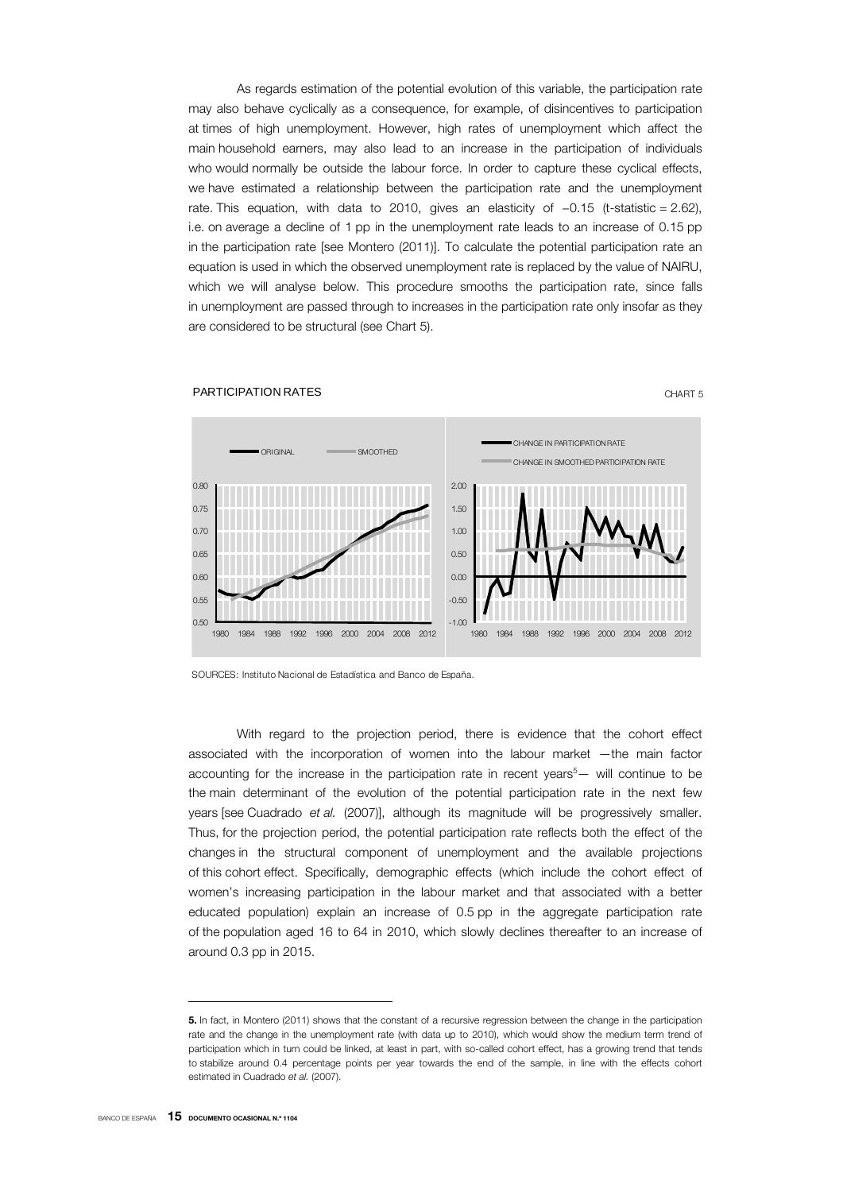As regards estimation of the potential evolution of this variable, the participation rate may also behave cyclically as a consequence, for example, of disincentives to participation at times of high unemployment. However, high rates of unemployment which affect the main household earners, may also lead to an increase in the participation of individuals who would normally be outside the labour force. In order to capture these cyclical effects, we have estimated a relationship between the participation rate and the unemployment rate. This equation, with data to 2010, gives an elasticity of $-0.15$ (t-statistic = 2.62), i.e. on average a decline of 1 pp in the unemployment rate leads to an increase of 0.15 pp in the participation rate [see Montero (2011)]. To calculate the potential participation rate an equation is used in which the observed unemployment rate is replaced by the value of NAIRU, which we will analyse below. This procedure smooths the participation rate, since falls in unemployment are passed through to increases in the participation rate only insofar as they are considered to be structural (see Chart 5).

PARTICIPATION RATES

CHART 5

SOURCES: Instituto Nacional de Estadística and Banco de España.

With regard to the projection period, there is evidence that the cohort effect associated with the incorporation of women into the labour market —the main factor accounting for the increase in the participation rate in recent years[5]— will continue to be the main determinant of the evolution of the potential participation rate in the next few years [see Cuadrado *et al.* (2007)], although its magnitude will be progressively smaller. Thus, for the projection period, the potential participation rate reflects both the effect of the changes in the structural component of unemployment and the available projections of this cohort effect. Specifically, demographic effects (which include the cohort effect of women's increasing participation in the labour market and that associated with a better educated population) explain an increase of 0.5 pp in the aggregate participation rate of the population aged 16 to 64 in 2010, which slowly declines thereafter to an increase of around 0.3 pp in 2015.

---

**5.** In fact, in Montero (2011) shows that the constant of a recursive regression between the change in the participation rate and the change in the unemployment rate (with data up to 2010), which would show the medium term trend of participation which in turn could be linked, at least in part, with so-called cohort effect, has a growing trend that tends to stabilize around 0.4 percentage points per year towards the end of the sample, in line with the effects cohort estimated in Cuadrado *et al.* (2007).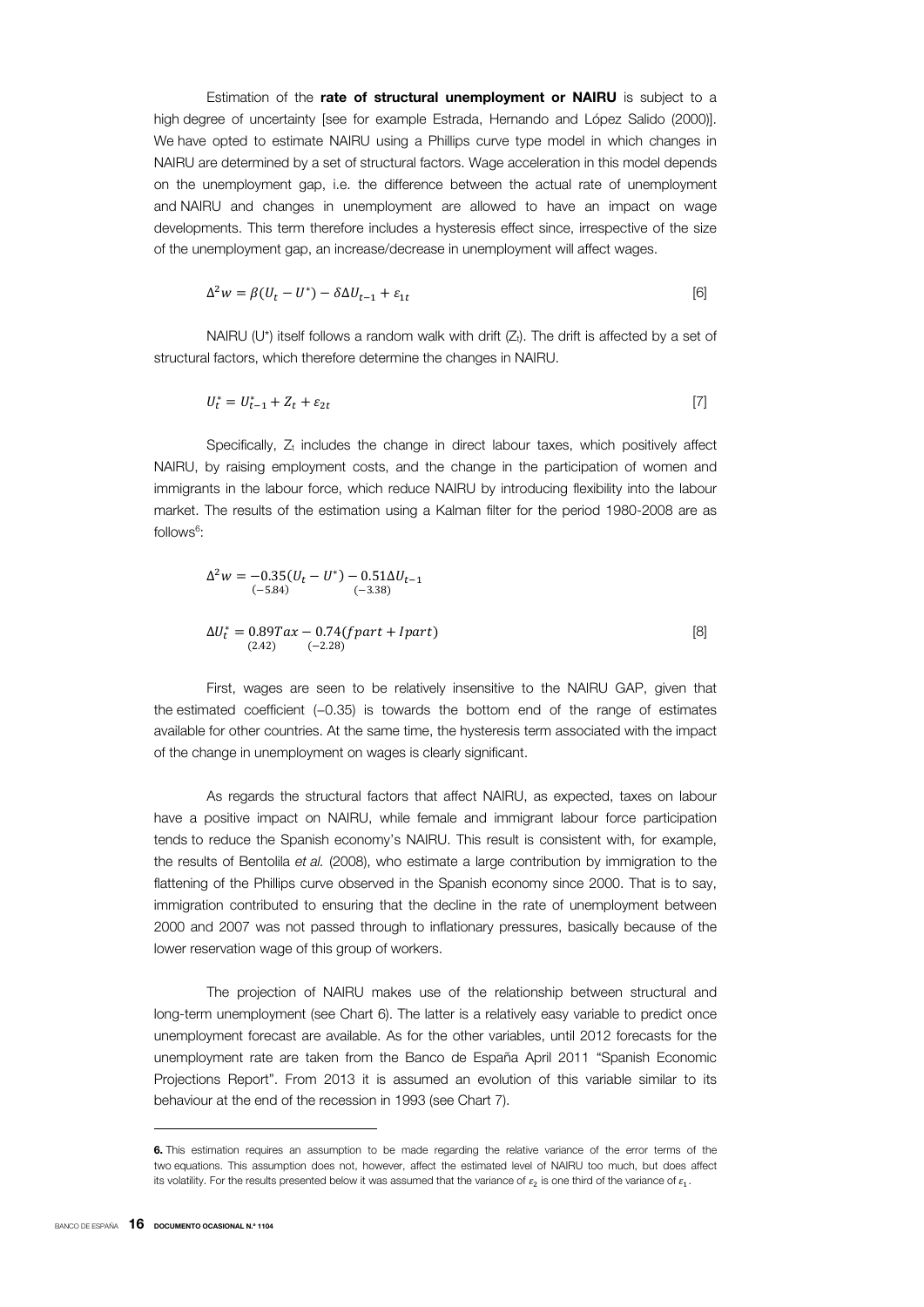Estimation of the **rate of structural unemployment or NAIRU** is subject to a high degree of uncertainty [see for example Estrada, Hernando and López Salido (2000)]. We have opted to estimate NAIRU using a Phillips curve type model in which changes in NAIRU are determined by a set of structural factors. Wage acceleration in this model depends on the unemployment gap, i.e. the difference between the actual rate of unemployment and NAIRU and changes in unemployment are allowed to have an impact on wage developments. This term therefore includes a hysteresis effect since, irrespective of the size of the unemployment gap, an increase/decrease in unemployment will affect wages.

$$\Delta^2 w = \beta(U_t - U^*) - \delta \Delta U_{t-1} + \varepsilon_{1t} \qquad [6]$$

NAIRU ($U^*$) itself follows a random walk with drift ($Z_t$). The drift is affected by a set of structural factors, which therefore determine the changes in NAIRU.

$$U_t^* = U_{t-1}^* + Z_t + \varepsilon_{2t} \qquad [7]$$

Specifically, $Z_t$ includes the change in direct labour taxes, which positively affect NAIRU, by raising employment costs, and the change in the participation of women and immigrants in the labour force, which reduce NAIRU by introducing flexibility into the labour market. The results of the estimation using a Kalman filter for the period 1980-2008 are as follows[6]:

$$\Delta^2 w = \underset{(-5.84)}{-0.35}(U_t - U^*) - \underset{(-3.38)}{0.51}\Delta U_{t-1}$$

$$\Delta U_t^* = \underset{(2.42)}{0.89}Tax - \underset{(-2.28)}{0.74}(fpart + Ipart) \qquad [8]$$

First, wages are seen to be relatively insensitive to the NAIRU GAP, given that the estimated coefficient (–0.35) is towards the bottom end of the range of estimates available for other countries. At the same time, the hysteresis term associated with the impact of the change in unemployment on wages is clearly significant.

As regards the structural factors that affect NAIRU, as expected, taxes on labour have a positive impact on NAIRU, while female and immigrant labour force participation tends to reduce the Spanish economy's NAIRU. This result is consistent with, for example, the results of Bentolila *et al.* (2008), who estimate a large contribution by immigration to the flattening of the Phillips curve observed in the Spanish economy since 2000. That is to say, immigration contributed to ensuring that the decline in the rate of unemployment between 2000 and 2007 was not passed through to inflationary pressures, basically because of the lower reservation wage of this group of workers.

The projection of NAIRU makes use of the relationship between structural and long-term unemployment (see Chart 6). The latter is a relatively easy variable to predict once unemployment forecast are available. As for the other variables, until 2012 forecasts for the unemployment rate are taken from the Banco de España April 2011 "Spanish Economic Projections Report". From 2013 it is assumed an evolution of this variable similar to its behaviour at the end of the recession in 1993 (see Chart 7).

---

**6.** This estimation requires an assumption to be made regarding the relative variance of the error terms of the two equations. This assumption does not, however, affect the estimated level of NAIRU too much, but does affect its volatility. For the results presented below it was assumed that the variance of $\varepsilon_2$ is one third of the variance of $\varepsilon_1$.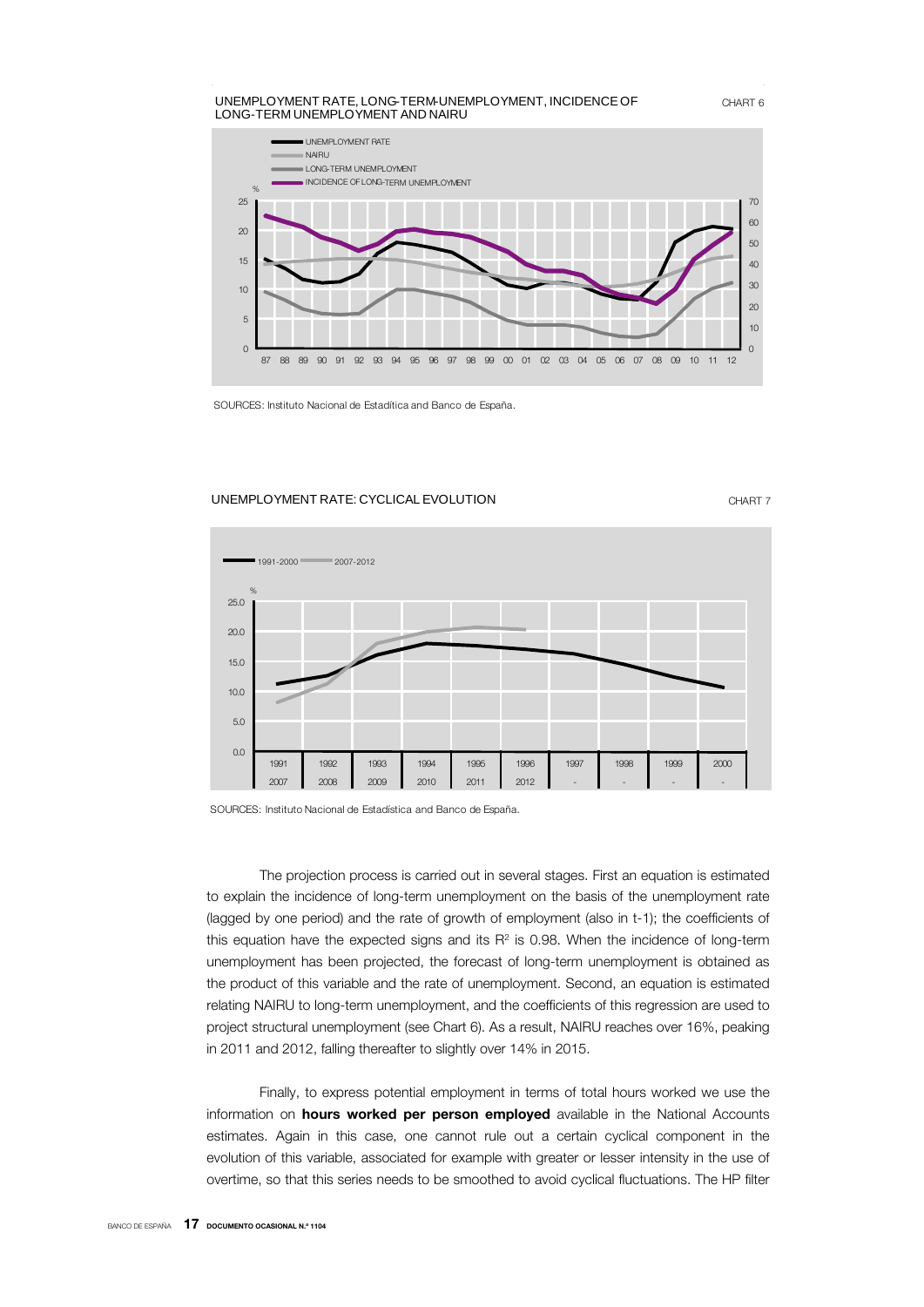UNEMPLOYMENT RATE, LONG-TERM-UNEMPLOYMENT, INCIDENCE OF LONG-TERM UNEMPLOYMENT AND NAIRU

CHART 6

SOURCES: Instituto Nacional de Estadítica and Banco de España.

UNEMPLOYMENT RATE: CYCLICAL EVOLUTION

CHART 7

SOURCES: Instituto Nacional de Estadística and Banco de España.

The projection process is carried out in several stages. First an equation is estimated to explain the incidence of long-term unemployment on the basis of the unemployment rate (lagged by one period) and the rate of growth of employment (also in t-1); the coefficients of this equation have the expected signs and its $R^2$ is 0.98. When the incidence of long-term unemployment has been projected, the forecast of long-term unemployment is obtained as the product of this variable and the rate of unemployment. Second, an equation is estimated relating NAIRU to long-term unemployment, and the coefficients of this regression are used to project structural unemployment (see Chart 6). As a result, NAIRU reaches over 16%, peaking in 2011 and 2012, falling thereafter to slightly over 14% in 2015.

Finally, to express potential employment in terms of total hours worked we use the information on **hours worked per person employed** available in the National Accounts estimates. Again in this case, one cannot rule out a certain cyclical component in the evolution of this variable, associated for example with greater or lesser intensity in the use of overtime, so that this series needs to be smoothed to avoid cyclical fluctuations. The HP filter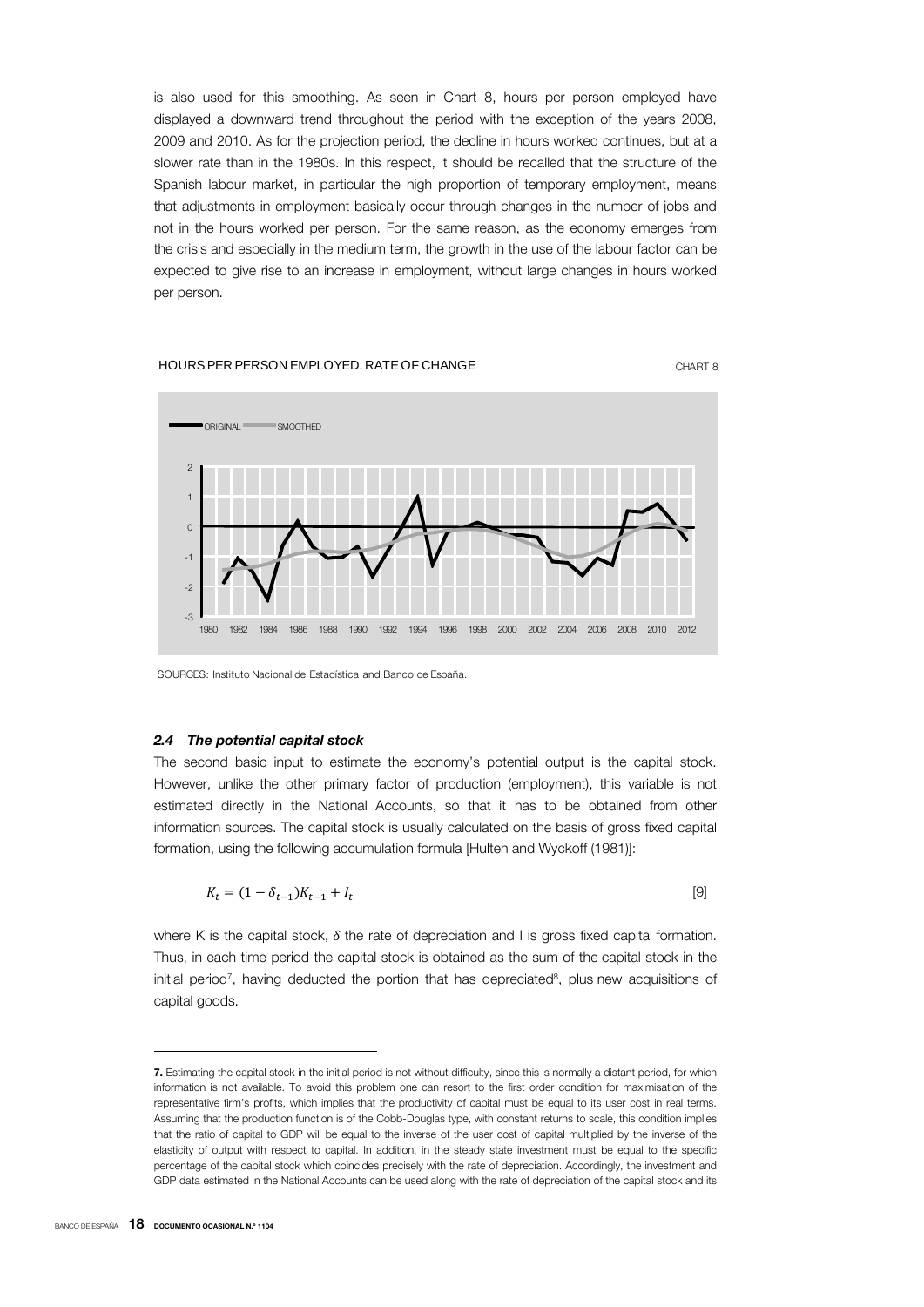is also used for this smoothing. As seen in Chart 8, hours per person employed have displayed a downward trend throughout the period with the exception of the years 2008, 2009 and 2010. As for the projection period, the decline in hours worked continues, but at a slower rate than in the 1980s. In this respect, it should be recalled that the structure of the Spanish labour market, in particular the high proportion of temporary employment, means that adjustments in employment basically occur through changes in the number of jobs and not in the hours worked per person. For the same reason, as the economy emerges from the crisis and especially in the medium term, the growth in the use of the labour factor can be expected to give rise to an increase in employment, without large changes in hours worked per person.

HOURS PER PERSON EMPLOYED. RATE OF CHANGE — CHART 8

SOURCES: Instituto Nacional de Estadística and Banco de España.

### *2.4 The potential capital stock*

The second basic input to estimate the economy's potential output is the capital stock. However, unlike the other primary factor of production (employment), this variable is not estimated directly in the National Accounts, so that it has to be obtained from other information sources. The capital stock is usually calculated on the basis of gross fixed capital formation, using the following accumulation formula [Hulten and Wyckoff (1981)]:

$$K_t = (1 - \delta_{t-1})K_{t-1} + I_t \qquad [9]$$

where K is the capital stock, $\delta$ the rate of depreciation and I is gross fixed capital formation. Thus, in each time period the capital stock is obtained as the sum of the capital stock in the initial period[7], having deducted the portion that has depreciated[8], plus new acquisitions of capital goods.

---

**7.** Estimating the capital stock in the initial period is not without difficulty, since this is normally a distant period, for which information is not available. To avoid this problem one can resort to the first order condition for maximisation of the representative firm's profits, which implies that the productivity of capital must be equal to its user cost in real terms. Assuming that the production function is of the Cobb-Douglas type, with constant returns to scale, this condition implies that the ratio of capital to GDP will be equal to the inverse of the user cost of capital multiplied by the inverse of the elasticity of output with respect to capital. In addition, in the steady state investment must be equal to the specific percentage of the capital stock which coincides precisely with the rate of depreciation. Accordingly, the investment and GDP data estimated in the National Accounts can be used along with the rate of depreciation of the capital stock and its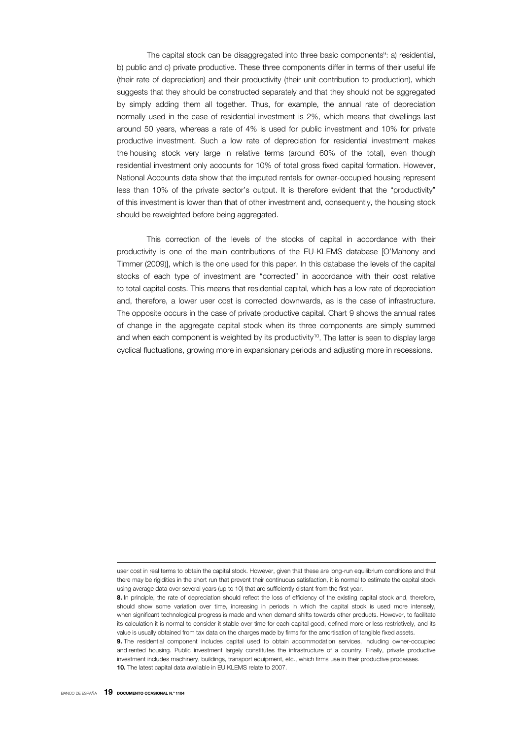The capital stock can be disaggregated into three basic components[9]: a) residential, b) public and c) private productive. These three components differ in terms of their useful life (their rate of depreciation) and their productivity (their unit contribution to production), which suggests that they should be constructed separately and that they should not be aggregated by simply adding them all together. Thus, for example, the annual rate of depreciation normally used in the case of residential investment is 2%, which means that dwellings last around 50 years, whereas a rate of 4% is used for public investment and 10% for private productive investment. Such a low rate of depreciation for residential investment makes the housing stock very large in relative terms (around 60% of the total), even though residential investment only accounts for 10% of total gross fixed capital formation. However, National Accounts data show that the imputed rentals for owner-occupied housing represent less than 10% of the private sector's output. It is therefore evident that the "productivity" of this investment is lower than that of other investment and, consequently, the housing stock should be reweighted before being aggregated.

This correction of the levels of the stocks of capital in accordance with their productivity is one of the main contributions of the EU-KLEMS database [O'Mahony and Timmer (2009)], which is the one used for this paper. In this database the levels of the capital stocks of each type of investment are "corrected" in accordance with their cost relative to total capital costs. This means that residential capital, which has a low rate of depreciation and, therefore, a lower user cost is corrected downwards, as is the case of infrastructure. The opposite occurs in the case of private productive capital. Chart 9 shows the annual rates of change in the aggregate capital stock when its three components are simply summed and when each component is weighted by its productivity[10]. The latter is seen to display large cyclical fluctuations, growing more in expansionary periods and adjusting more in recessions.

user cost in real terms to obtain the capital stock. However, given that these are long-run equilibrium conditions and that there may be rigidities in the short run that prevent their continuous satisfaction, it is normal to estimate the capital stock using average data over several years (up to 10) that are sufficiently distant from the first year.

**8.** In principle, the rate of depreciation should reflect the loss of efficiency of the existing capital stock and, therefore, should show some variation over time, increasing in periods in which the capital stock is used more intensely, when significant technological progress is made and when demand shifts towards other products. However, to facilitate its calculation it is normal to consider it stable over time for each capital good, defined more or less restrictively, and its value is usually obtained from tax data on the charges made by firms for the amortisation of tangible fixed assets.

**9.** The residential component includes capital used to obtain accommodation services, including owner-occupied and rented housing. Public investment largely constitutes the infrastructure of a country. Finally, private productive investment includes machinery, buildings, transport equipment, etc., which firms use in their productive processes.

**10.** The latest capital data available in EU KLEMS relate to 2007.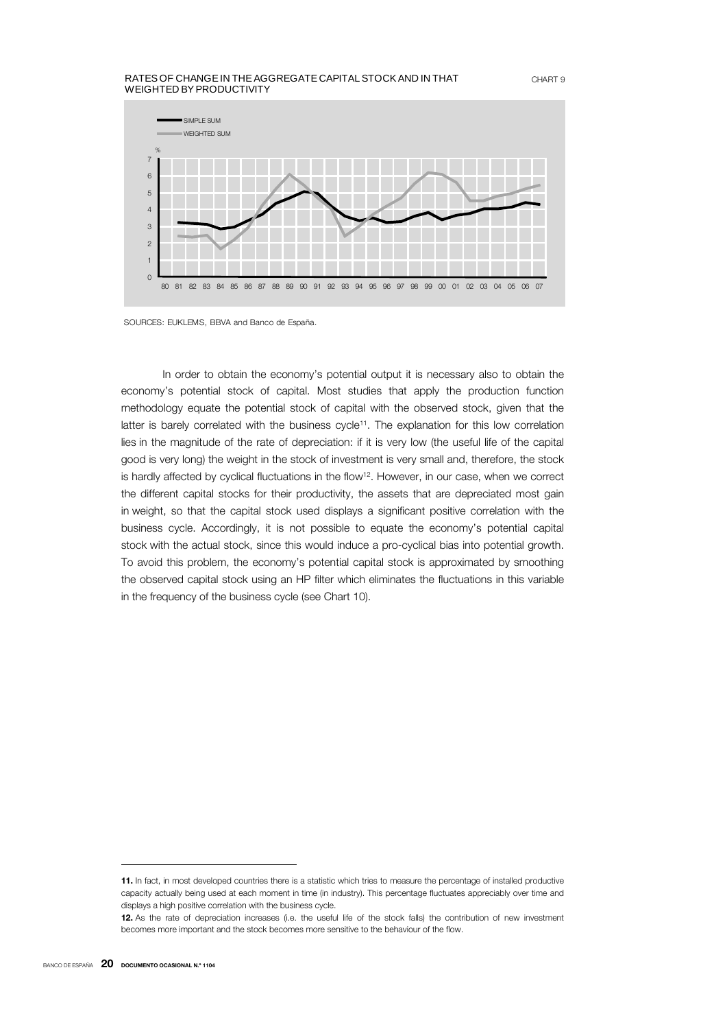RATES OF CHANGE IN THE AGGREGATE CAPITAL STOCK AND IN THAT WEIGHTED BY PRODUCTIVITY

CHART 9

SOURCES: EUKLEMS, BBVA and Banco de España.

In order to obtain the economy's potential output it is necessary also to obtain the economy's potential stock of capital. Most studies that apply the production function methodology equate the potential stock of capital with the observed stock, given that the latter is barely correlated with the business cycle[11]. The explanation for this low correlation lies in the magnitude of the rate of depreciation: if it is very low (the useful life of the capital good is very long) the weight in the stock of investment is very small and, therefore, the stock is hardly affected by cyclical fluctuations in the flow[12]. However, in our case, when we correct the different capital stocks for their productivity, the assets that are depreciated most gain in weight, so that the capital stock used displays a significant positive correlation with the business cycle. Accordingly, it is not possible to equate the economy's potential capital stock with the actual stock, since this would induce a pro-cyclical bias into potential growth. To avoid this problem, the economy's potential capital stock is approximated by smoothing the observed capital stock using an HP filter which eliminates the fluctuations in this variable in the frequency of the business cycle (see Chart 10).

---

**11.** In fact, in most developed countries there is a statistic which tries to measure the percentage of installed productive capacity actually being used at each moment in time (in industry). This percentage fluctuates appreciably over time and displays a high positive correlation with the business cycle.

**12.** As the rate of depreciation increases (i.e. the useful life of the stock falls) the contribution of new investment becomes more important and the stock becomes more sensitive to the behaviour of the flow.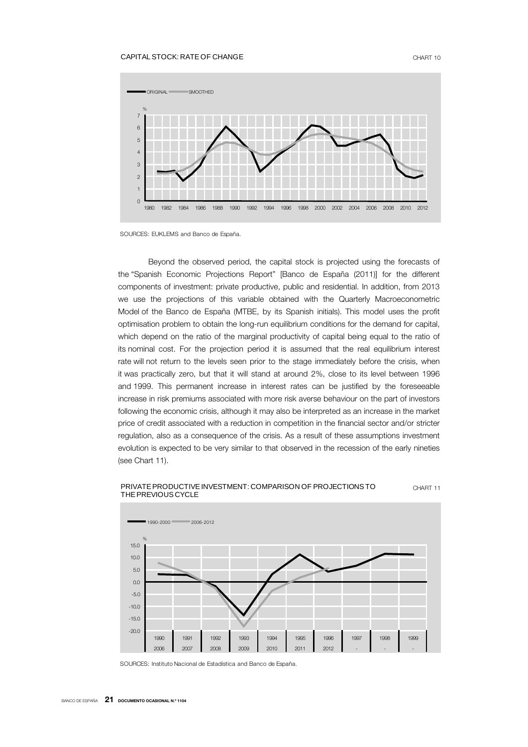CAPITAL STOCK: RATE OF CHANGE

CHART 10

SOURCES: EUKLEMS and Banco de España.

Beyond the observed period, the capital stock is projected using the forecasts of the "Spanish Economic Projections Report" [Banco de España (2011)] for the different components of investment: private productive, public and residential. In addition, from 2013 we use the projections of this variable obtained with the Quarterly Macroeconometric Model of the Banco de España (MTBE, by its Spanish initials). This model uses the profit optimisation problem to obtain the long-run equilibrium conditions for the demand for capital, which depend on the ratio of the marginal productivity of capital being equal to the ratio of its nominal cost. For the projection period it is assumed that the real equilibrium interest rate will not return to the levels seen prior to the stage immediately before the crisis, when it was practically zero, but that it will stand at around 2%, close to its level between 1996 and 1999. This permanent increase in interest rates can be justified by the foreseeable increase in risk premiums associated with more risk averse behaviour on the part of investors following the economic crisis, although it may also be interpreted as an increase in the market price of credit associated with a reduction in competition in the financial sector and/or stricter regulation, also as a consequence of the crisis. As a result of these assumptions investment evolution is expected to be very similar to that observed in the recession of the early nineties (see Chart 11).

PRIVATE PRODUCTIVE INVESTMENT: COMPARISON OF PROJECTIONS TO THE PREVIOUS CYCLE

CHART 11

SOURCES: Instituto Nacional de Estadística and Banco de España.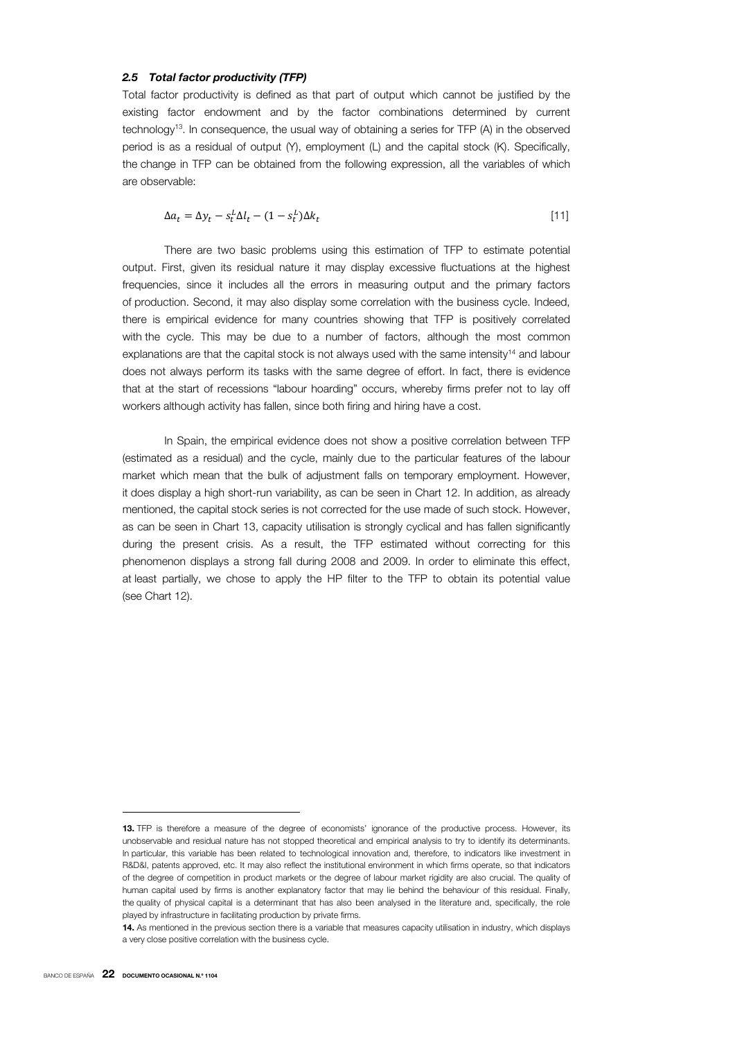### *2.5 Total factor productivity (TFP)*

Total factor productivity is defined as that part of output which cannot be justified by the existing factor endowment and by the factor combinations determined by current technology[13]. In consequence, the usual way of obtaining a series for TFP (A) in the observed period is as a residual of output (Y), employment (L) and the capital stock (K). Specifically, the change in TFP can be obtained from the following expression, all the variables of which are observable:

$$\Delta a_t = \Delta y_t - s_t^L \Delta l_t - (1 - s_t^L)\Delta k_t \tag{11}$$

There are two basic problems using this estimation of TFP to estimate potential output. First, given its residual nature it may display excessive fluctuations at the highest frequencies, since it includes all the errors in measuring output and the primary factors of production. Second, it may also display some correlation with the business cycle. Indeed, there is empirical evidence for many countries showing that TFP is positively correlated with the cycle. This may be due to a number of factors, although the most common explanations are that the capital stock is not always used with the same intensity[14] and labour does not always perform its tasks with the same degree of effort. In fact, there is evidence that at the start of recessions "labour hoarding" occurs, whereby firms prefer not to lay off workers although activity has fallen, since both firing and hiring have a cost.

In Spain, the empirical evidence does not show a positive correlation between TFP (estimated as a residual) and the cycle, mainly due to the particular features of the labour market which mean that the bulk of adjustment falls on temporary employment. However, it does display a high short-run variability, as can be seen in Chart 12. In addition, as already mentioned, the capital stock series is not corrected for the use made of such stock. However, as can be seen in Chart 13, capacity utilisation is strongly cyclical and has fallen significantly during the present crisis. As a result, the TFP estimated without correcting for this phenomenon displays a strong fall during 2008 and 2009. In order to eliminate this effect, at least partially, we chose to apply the HP filter to the TFP to obtain its potential value (see Chart 12).

---

**13.** TFP is therefore a measure of the degree of economists' ignorance of the productive process. However, its unobservable and residual nature has not stopped theoretical and empirical analysis to try to identify its determinants. In particular, this variable has been related to technological innovation and, therefore, to indicators like investment in R&D&I, patents approved, etc. It may also reflect the institutional environment in which firms operate, so that indicators of the degree of competition in product markets or the degree of labour market rigidity are also crucial. The quality of human capital used by firms is another explanatory factor that may lie behind the behaviour of this residual. Finally, the quality of physical capital is a determinant that has also been analysed in the literature and, specifically, the role played by infrastructure in facilitating production by private firms.

**14.** As mentioned in the previous section there is a variable that measures capacity utilisation in industry, which displays a very close positive correlation with the business cycle.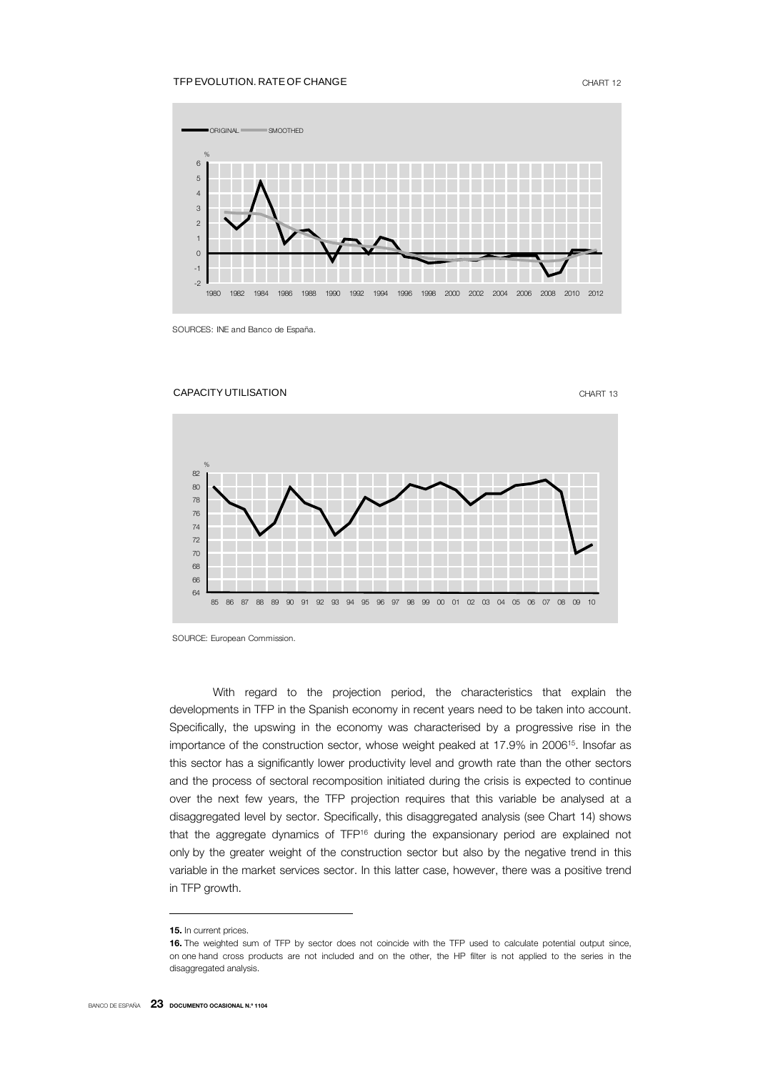TFP EVOLUTION. RATE OF CHANGE

CHART 12

SOURCES: INE and Banco de España.

CAPACITY UTILISATION

CHART 13

SOURCE: European Commission.

With regard to the projection period, the characteristics that explain the developments in TFP in the Spanish economy in recent years need to be taken into account. Specifically, the upswing in the economy was characterised by a progressive rise in the importance of the construction sector, whose weight peaked at 17.9% in 2006[15]. Insofar as this sector has a significantly lower productivity level and growth rate than the other sectors and the process of sectoral recomposition initiated during the crisis is expected to continue over the next few years, the TFP projection requires that this variable be analysed at a disaggregated level by sector. Specifically, this disaggregated analysis (see Chart 14) shows that the aggregate dynamics of TFP[16] during the expansionary period are explained not only by the greater weight of the construction sector but also by the negative trend in this variable in the market services sector. In this latter case, however, there was a positive trend in TFP growth.

**15.** In current prices.

**16.** The weighted sum of TFP by sector does not coincide with the TFP used to calculate potential output since, on one hand cross products are not included and on the other, the HP filter is not applied to the series in the disaggregated analysis.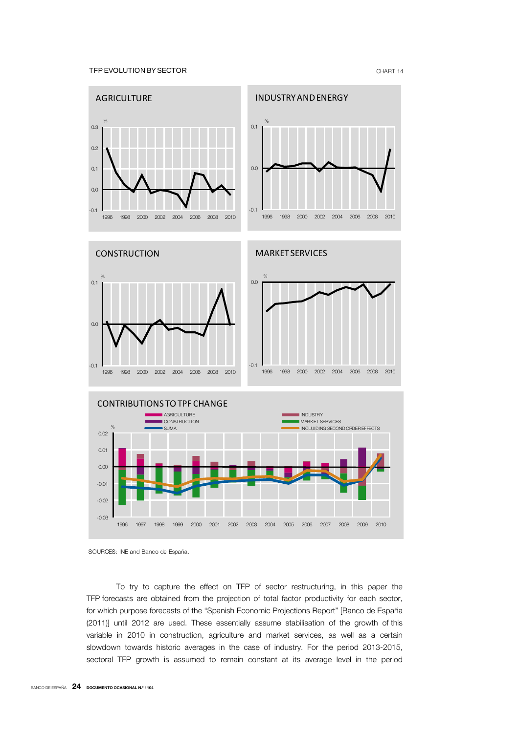TFP EVOLUTION BY SECTOR

CHART 14

SOURCES: INE and Banco de España.

To try to capture the effect on TFP of sector restructuring, in this paper the TFP forecasts are obtained from the projection of total factor productivity for each sector, for which purpose forecasts of the "Spanish Economic Projections Report" [Banco de España (2011)] until 2012 are used. These essentially assume stabilisation of the growth of this variable in 2010 in construction, agriculture and market services, as well as a certain slowdown towards historic averages in the case of industry. For the period 2013-2015, sectoral TFP growth is assumed to remain constant at its average level in the period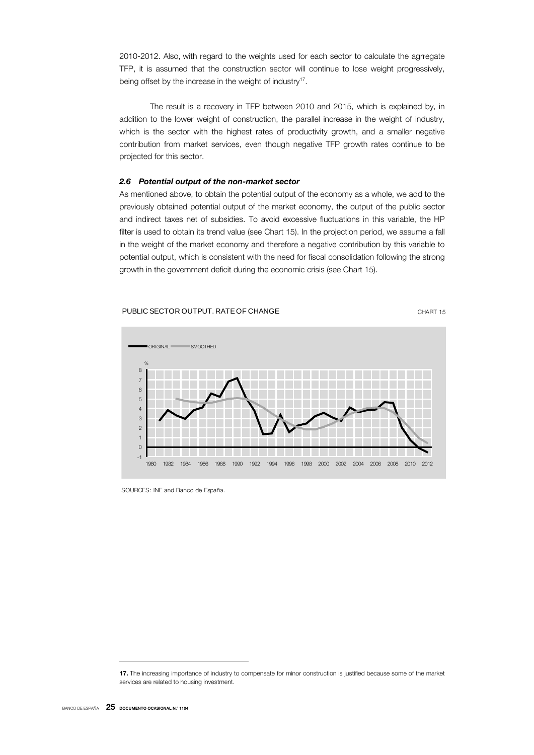2010-2012. Also, with regard to the weights used for each sector to calculate the agrregate TFP, it is assumed that the construction sector will continue to lose weight progressively, being offset by the increase in the weight of industry[17].

The result is a recovery in TFP between 2010 and 2015, which is explained by, in addition to the lower weight of construction, the parallel increase in the weight of industry, which is the sector with the highest rates of productivity growth, and a smaller negative contribution from market services, even though negative TFP growth rates continue to be projected for this sector.

### *2.6 Potential output of the non-market sector*

As mentioned above, to obtain the potential output of the economy as a whole, we add to the previously obtained potential output of the market economy, the output of the public sector and indirect taxes net of subsidies. To avoid excessive fluctuations in this variable, the HP filter is used to obtain its trend value (see Chart 15). In the projection period, we assume a fall in the weight of the market economy and therefore a negative contribution by this variable to potential output, which is consistent with the need for fiscal consolidation following the strong growth in the government deficit during the economic crisis (see Chart 15).

PUBLIC SECTOR OUTPUT. RATE OF CHANGE — CHART 15

SOURCES: INE and Banco de España.

---

**17.** The increasing importance of industry to compensate for minor construction is justified because some of the market services are related to housing investment.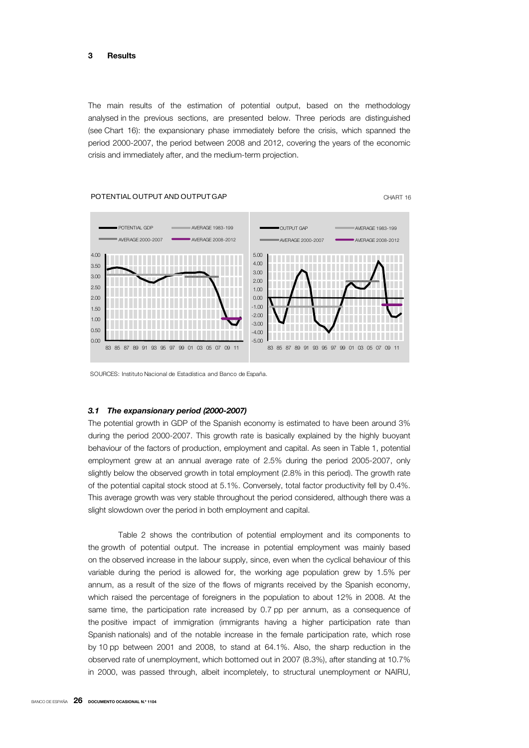## 3 Results

The main results of the estimation of potential output, based on the methodology analysed in the previous sections, are presented below. Three periods are distinguished (see Chart 16): the expansionary phase immediately before the crisis, which spanned the period 2000-2007, the period between 2008 and 2012, covering the years of the economic crisis and immediately after, and the medium-term projection.

POTENTIAL OUTPUT AND OUTPUT GAP

CHART 16

SOURCES: Instituto Nacional de Estadística and Banco de España.

### *3.1 The expansionary period (2000-2007)*

The potential growth in GDP of the Spanish economy is estimated to have been around 3% during the period 2000-2007. This growth rate is basically explained by the highly buoyant behaviour of the factors of production, employment and capital. As seen in Table 1, potential employment grew at an annual average rate of 2.5% during the period 2005-2007, only slightly below the observed growth in total employment (2.8% in this period). The growth rate of the potential capital stock stood at 5.1%. Conversely, total factor productivity fell by 0.4%. This average growth was very stable throughout the period considered, although there was a slight slowdown over the period in both employment and capital.

Table 2 shows the contribution of potential employment and its components to the growth of potential output. The increase in potential employment was mainly based on the observed increase in the labour supply, since, even when the cyclical behaviour of this variable during the period is allowed for, the working age population grew by 1.5% per annum, as a result of the size of the flows of migrants received by the Spanish economy, which raised the percentage of foreigners in the population to about 12% in 2008. At the same time, the participation rate increased by 0.7 pp per annum, as a consequence of the positive impact of immigration (immigrants having a higher participation rate than Spanish nationals) and of the notable increase in the female participation rate, which rose by 10 pp between 2001 and 2008, to stand at 64.1%. Also, the sharp reduction in the observed rate of unemployment, which bottomed out in 2007 (8.3%), after standing at 10.7% in 2000, was passed through, albeit incompletely, to structural unemployment or NAIRU,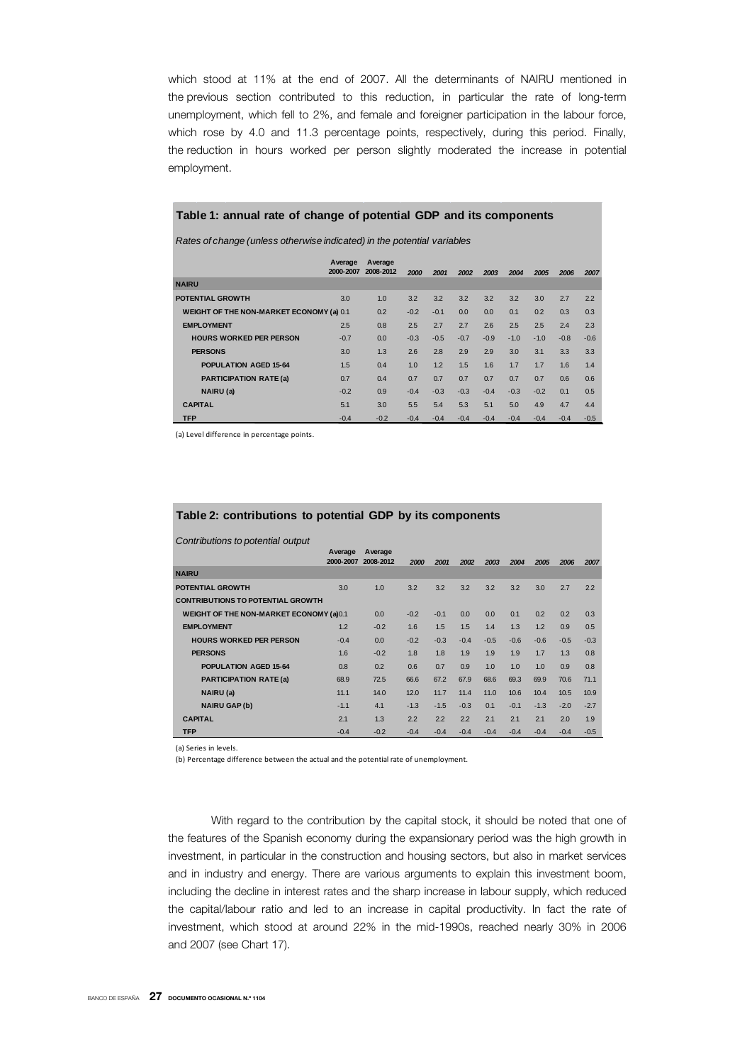which stood at 11% at the end of 2007. All the determinants of NAIRU mentioned in the previous section contributed to this reduction, in particular the rate of long-term unemployment, which fell to 2%, and female and foreigner participation in the labour force, which rose by 4.0 and 11.3 percentage points, respectively, during this period. Finally, the reduction in hours worked per person slightly moderated the increase in potential employment.

**Table 1: annual rate of change of potential GDP and its components**

*Rates of change (unless otherwise indicated) in the potential variables*

| | Average 2000-2007 | Average 2008-2012 | 2000 | 2001 | 2002 | 2003 | 2004 | 2005 | 2006 | 2007 |
|---|---|---|---|---|---|---|---|---|---|---|
| **NAIRU** | | | | | | | | | | |
| **POTENTIAL GROWTH** | 3.0 | 1.0 | 3.2 | 3.2 | 3.2 | 3.2 | 3.2 | 3.0 | 2.7 | 2.2 |
| **WEIGHT OF THE NON-MARKET ECONOMY (a)** | 0.1 | 0.2 | -0.2 | -0.1 | 0.0 | 0.0 | 0.1 | 0.2 | 0.3 | 0.3 |
| **EMPLOYMENT** | 2.5 | 0.8 | 2.5 | 2.7 | 2.7 | 2.6 | 2.5 | 2.5 | 2.4 | 2.3 |
| **HOURS WORKED PER PERSON** | -0.7 | 0.0 | -0.3 | -0.5 | -0.7 | -0.9 | -1.0 | -1.0 | -0.8 | -0.6 |
| **PERSONS** | 3.0 | 1.3 | 2.6 | 2.8 | 2.9 | 2.9 | 3.0 | 3.1 | 3.3 | 3.3 |
| **POPULATION AGED 15-64** | 1.5 | 0.4 | 1.0 | 1.2 | 1.5 | 1.6 | 1.7 | 1.7 | 1.6 | 1.4 |
| **PARTICIPATION RATE (a)** | 0.7 | 0.4 | 0.7 | 0.7 | 0.7 | 0.7 | 0.7 | 0.7 | 0.6 | 0.6 |
| **NAIRU (a)** | -0.2 | 0.9 | -0.4 | -0.3 | -0.3 | -0.4 | -0.3 | -0.2 | 0.1 | 0.5 |
| **CAPITAL** | 5.1 | 3.0 | 5.5 | 5.4 | 5.3 | 5.1 | 5.0 | 4.9 | 4.7 | 4.4 |
| **TFP** | -0.4 | -0.2 | -0.4 | -0.4 | -0.4 | -0.4 | -0.4 | -0.4 | -0.4 | -0.5 |

(a) Level difference in percentage points.

**Table 2: contributions to potential GDP by its components**

*Contributions to potential output*

| | Average 2000-2007 | Average 2008-2012 | 2000 | 2001 | 2002 | 2003 | 2004 | 2005 | 2006 | 2007 |
|---|---|---|---|---|---|---|---|---|---|---|
| **NAIRU** | | | | | | | | | | |
| **POTENTIAL GROWTH** | 3.0 | 1.0 | 3.2 | 3.2 | 3.2 | 3.2 | 3.2 | 3.0 | 2.7 | 2.2 |
| **CONTRIBUTIONS TO POTENTIAL GROWTH** | | | | | | | | | | |
| **WEIGHT OF THE NON-MARKET ECONOMY (a)** | 0.1 | 0.0 | -0.2 | -0.1 | 0.0 | 0.0 | 0.1 | 0.2 | 0.2 | 0.3 |
| **EMPLOYMENT** | 1.2 | -0.2 | 1.6 | 1.5 | 1.5 | 1.4 | 1.3 | 1.2 | 0.9 | 0.5 |
| **HOURS WORKED PER PERSON** | -0.4 | 0.0 | -0.2 | -0.3 | -0.4 | -0.5 | -0.6 | -0.6 | -0.5 | -0.3 |
| **PERSONS** | 1.6 | -0.2 | 1.8 | 1.8 | 1.9 | 1.9 | 1.9 | 1.7 | 1.3 | 0.8 |
| **POPULATION AGED 15-64** | 0.8 | 0.2 | 0.6 | 0.7 | 0.9 | 1.0 | 1.0 | 1.0 | 0.9 | 0.8 |
| **PARTICIPATION RATE (a)** | 68.9 | 72.5 | 66.6 | 67.2 | 67.9 | 68.6 | 69.3 | 69.9 | 70.6 | 71.1 |
| **NAIRU (a)** | 11.1 | 14.0 | 12.0 | 11.7 | 11.4 | 11.0 | 10.6 | 10.4 | 10.5 | 10.9 |
| **NAIRU GAP (b)** | -1.1 | 4.1 | -1.3 | -1.5 | -0.3 | 0.1 | -0.1 | -1.3 | -2.0 | -2.7 |
| **CAPITAL** | 2.1 | 1.3 | 2.2 | 2.2 | 2.2 | 2.1 | 2.1 | 2.1 | 2.0 | 1.9 |
| **TFP** | -0.4 | -0.2 | -0.4 | -0.4 | -0.4 | -0.4 | -0.4 | -0.4 | -0.4 | -0.5 |

(a) Series in levels.

(b) Percentage difference between the actual and the potential rate of unemployment.

With regard to the contribution by the capital stock, it should be noted that one of the features of the Spanish economy during the expansionary period was the high growth in investment, in particular in the construction and housing sectors, but also in market services and in industry and energy. There are various arguments to explain this investment boom, including the decline in interest rates and the sharp increase in labour supply, which reduced the capital/labour ratio and led to an increase in capital productivity. In fact the rate of investment, which stood at around 22% in the mid-1990s, reached nearly 30% in 2006 and 2007 (see Chart 17).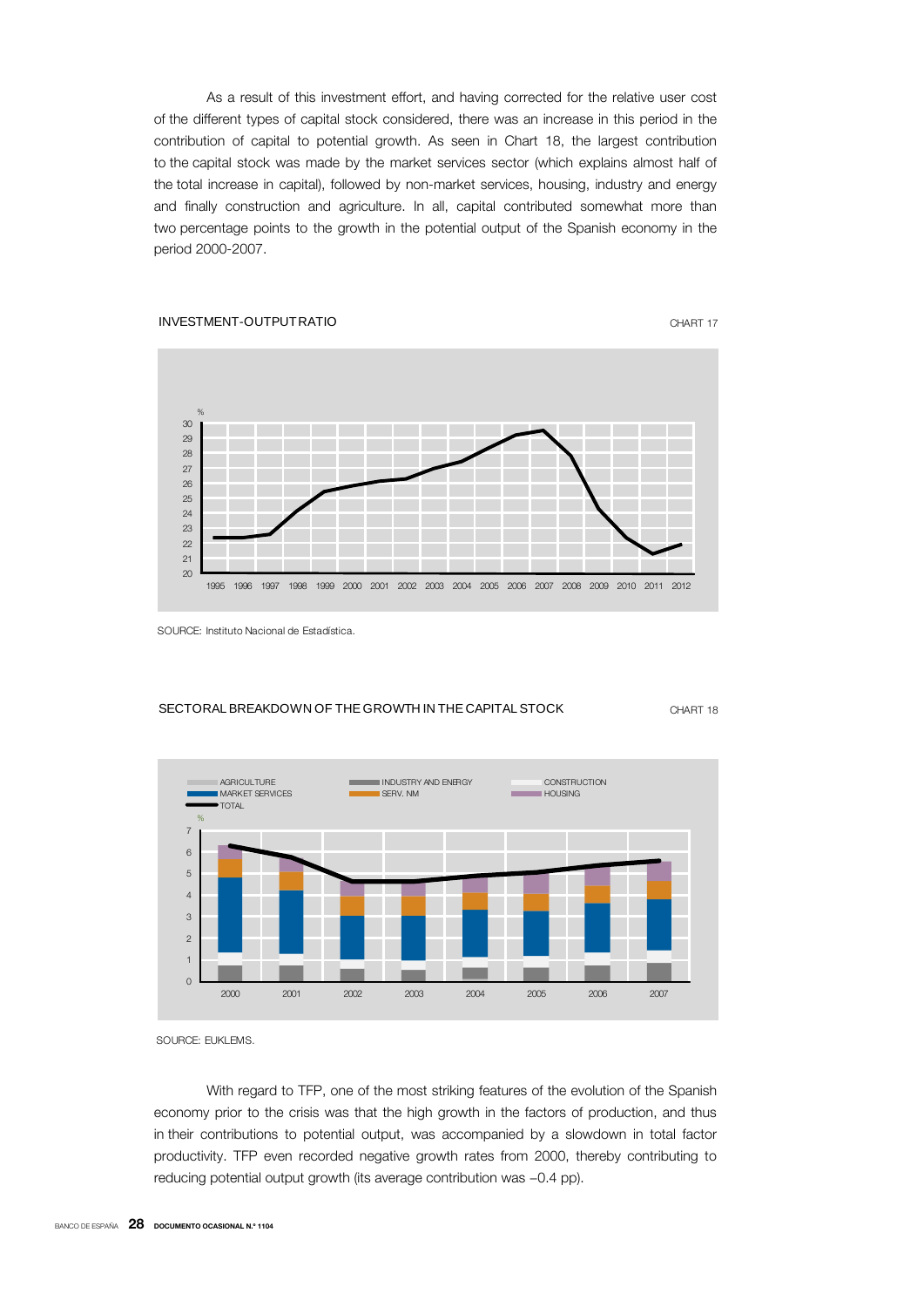As a result of this investment effort, and having corrected for the relative user cost of the different types of capital stock considered, there was an increase in this period in the contribution of capital to potential growth. As seen in Chart 18, the largest contribution to the capital stock was made by the market services sector (which explains almost half of the total increase in capital), followed by non-market services, housing, industry and energy and finally construction and agriculture. In all, capital contributed somewhat more than two percentage points to the growth in the potential output of the Spanish economy in the period 2000-2007.

INVESTMENT-OUTPUT RATIO

CHART 17

SOURCE: Instituto Nacional de Estadística.

SECTORAL BREAKDOWN OF THE GROWTH IN THE CAPITAL STOCK

CHART 18

SOURCE: EUKLEMS.

With regard to TFP, one of the most striking features of the evolution of the Spanish economy prior to the crisis was that the high growth in the factors of production, and thus in their contributions to potential output, was accompanied by a slowdown in total factor productivity. TFP even recorded negative growth rates from 2000, thereby contributing to reducing potential output growth (its average contribution was –0.4 pp).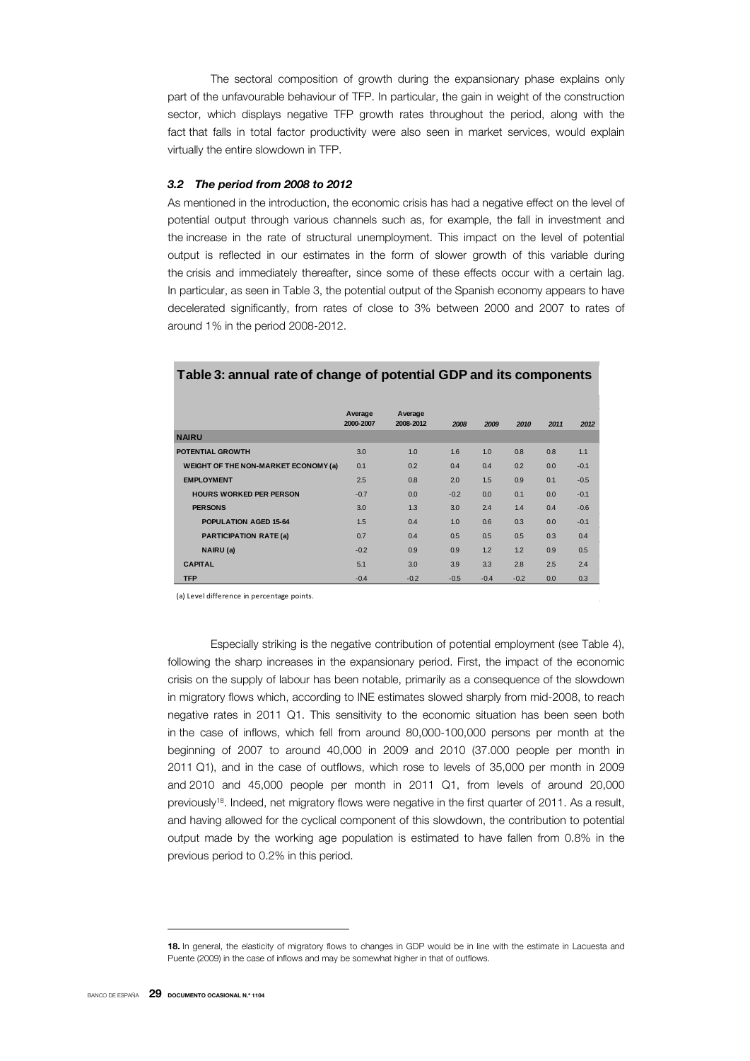The sectoral composition of growth during the expansionary phase explains only part of the unfavourable behaviour of TFP. In particular, the gain in weight of the construction sector, which displays negative TFP growth rates throughout the period, along with the fact that falls in total factor productivity were also seen in market services, would explain virtually the entire slowdown in TFP.

### *3.2 The period from 2008 to 2012*

As mentioned in the introduction, the economic crisis has had a negative effect on the level of potential output through various channels such as, for example, the fall in investment and the increase in the rate of structural unemployment. This impact on the level of potential output is reflected in our estimates in the form of slower growth of this variable during the crisis and immediately thereafter, since some of these effects occur with a certain lag. In particular, as seen in Table 3, the potential output of the Spanish economy appears to have decelerated significantly, from rates of close to 3% between 2000 and 2007 to rates of around 1% in the period 2008-2012.

**Table 3: annual rate of change of potential GDP and its components**

| | Average 2000-2007 | Average 2008-2012 | 2008 | 2009 | 2010 | 2011 | 2012 |
|---|---|---|---|---|---|---|---|
| **NAIRU** | | | | | | | |
| **POTENTIAL GROWTH** | 3.0 | 1.0 | 1.6 | 1.0 | 0.8 | 0.8 | 1.1 |
| **WEIGHT OF THE NON-MARKET ECONOMY (a)** | 0.1 | 0.2 | 0.4 | 0.4 | 0.2 | 0.0 | -0.1 |
| **EMPLOYMENT** | 2.5 | 0.8 | 2.0 | 1.5 | 0.9 | 0.1 | -0.5 |
| **HOURS WORKED PER PERSON** | -0.7 | 0.0 | -0.2 | 0.0 | 0.1 | 0.0 | -0.1 |
| **PERSONS** | 3.0 | 1.3 | 3.0 | 2.4 | 1.4 | 0.4 | -0.6 |
| **POPULATION AGED 15-64** | 1.5 | 0.4 | 1.0 | 0.6 | 0.3 | 0.0 | -0.1 |
| **PARTICIPATION RATE (a)** | 0.7 | 0.4 | 0.5 | 0.5 | 0.5 | 0.3 | 0.4 |
| **NAIRU (a)** | -0.2 | 0.9 | 0.9 | 1.2 | 1.2 | 0.9 | 0.5 |
| **CAPITAL** | 5.1 | 3.0 | 3.9 | 3.3 | 2.8 | 2.5 | 2.4 |
| **TFP** | -0.4 | -0.2 | -0.5 | -0.4 | -0.2 | 0.0 | 0.3 |

(a) Level difference in percentage points.

Especially striking is the negative contribution of potential employment (see Table 4), following the sharp increases in the expansionary period. First, the impact of the economic crisis on the supply of labour has been notable, primarily as a consequence of the slowdown in migratory flows which, according to INE estimates slowed sharply from mid-2008, to reach negative rates in 2011 Q1. This sensitivity to the economic situation has been seen both in the case of inflows, which fell from around 80,000-100,000 persons per month at the beginning of 2007 to around 40,000 in 2009 and 2010 (37.000 people per month in 2011 Q1), and in the case of outflows, which rose to levels of 35,000 per month in 2009 and 2010 and 45,000 people per month in 2011 Q1, from levels of around 20,000 previously[18]. Indeed, net migratory flows were negative in the first quarter of 2011. As a result, and having allowed for the cyclical component of this slowdown, the contribution to potential output made by the working age population is estimated to have fallen from 0.8% in the previous period to 0.2% in this period.

**18.** In general, the elasticity of migratory flows to changes in GDP would be in line with the estimate in Lacuesta and Puente (2009) in the case of inflows and may be somewhat higher in that of outflows.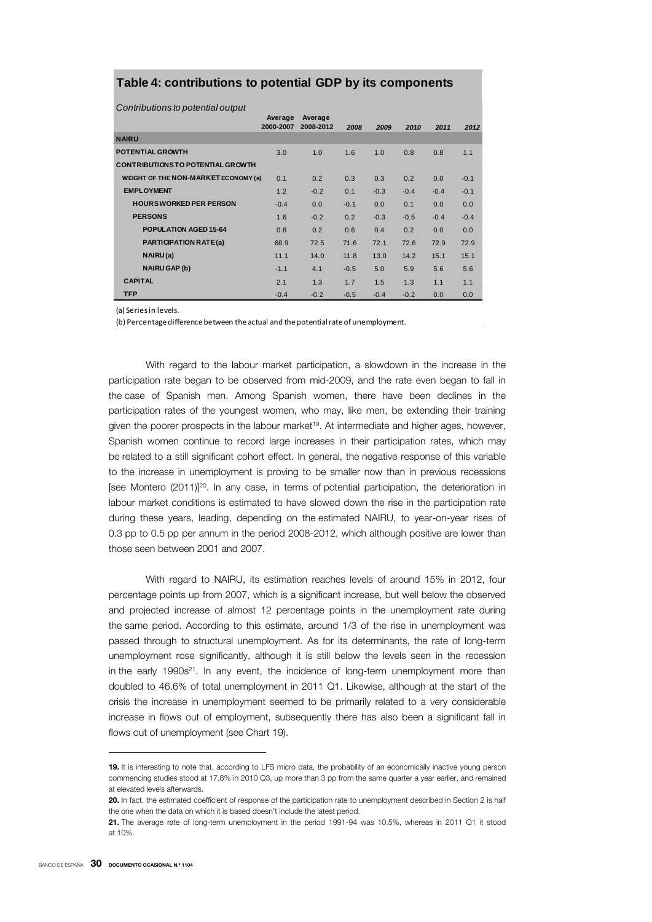## Table 4: contributions to potential GDP by its components

*Contributions to potential output*

| | Average 2000-2007 | Average 2008-2012 | *2008* | *2009* | *2010* | *2011* | *2012* |
|---|---|---|---|---|---|---|---|
| **NAIRU** | | | | | | | |
| **POTENTIAL GROWTH** | 3.0 | 1.0 | 1.6 | 1.0 | 0.8 | 0.8 | 1.1 |
| **CONTRIBUTIONS TO POTENTIAL GROWTH** | | | | | | | |
| **WEIGHT OF THE NON-MARKET ECONOMY (a)** | 0.1 | 0.2 | 0.3 | 0.3 | 0.2 | 0.0 | -0.1 |
| **EMPLOYMENT** | 1.2 | -0.2 | 0.1 | -0.3 | -0.4 | -0.4 | -0.1 |
| **HOURS WORKED PER PERSON** | -0.4 | 0.0 | -0.1 | 0.0 | 0.1 | 0.0 | 0.0 |
| **PERSONS** | 1.6 | -0.2 | 0.2 | -0.3 | -0.5 | -0.4 | -0.4 |
| **POPULATION AGED 15-64** | 0.8 | 0.2 | 0.6 | 0.4 | 0.2 | 0.0 | 0.0 |
| **PARTICIPATION RATE (a)** | 68.9 | 72.5 | 71.6 | 72.1 | 72.6 | 72.9 | 72.9 |
| **NAIRU (a)** | 11.1 | 14.0 | 11.8 | 13.0 | 14.2 | 15.1 | 15.1 |
| **NAIRU GAP (b)** | -1.1 | 4.1 | -0.5 | 5.0 | 5.9 | 5.6 | 5.6 |
| **CAPITAL** | 2.1 | 1.3 | 1.7 | 1.5 | 1.3 | 1.1 | 1.1 |
| **TFP** | -0.4 | -0.2 | -0.5 | -0.4 | -0.2 | 0.0 | 0.0 |

(a) Series in levels.

(b) Percentage difference between the actual and the potential rate of unemployment.

With regard to the labour market participation, a slowdown in the increase in the participation rate began to be observed from mid-2009, and the rate even began to fall in the case of Spanish men. Among Spanish women, there have been declines in the participation rates of the youngest women, who may, like men, be extending their training given the poorer prospects in the labour market[19]. At intermediate and higher ages, however, Spanish women continue to record large increases in their participation rates, which may be related to a still significant cohort effect. In general, the negative response of this variable to the increase in unemployment is proving to be smaller now than in previous recessions [see Montero (2011)][20]. In any case, in terms of potential participation, the deterioration in labour market conditions is estimated to have slowed down the rise in the participation rate during these years, leading, depending on the estimated NAIRU, to year-on-year rises of 0.3 pp to 0.5 pp per annum in the period 2008-2012, which although positive are lower than those seen between 2001 and 2007.

With regard to NAIRU, its estimation reaches levels of around 15% in 2012, four percentage points up from 2007, which is a significant increase, but well below the observed and projected increase of almost 12 percentage points in the unemployment rate during the same period. According to this estimate, around 1/3 of the rise in unemployment was passed through to structural unemployment. As for its determinants, the rate of long-term unemployment rose significantly, although it is still below the levels seen in the recession in the early 1990s[21]. In any event, the incidence of long-term unemployment more than doubled to 46.6% of total unemployment in 2011 Q1. Likewise, although at the start of the crisis the increase in unemployment seemed to be primarily related to a very considerable increase in flows out of employment, subsequently there has also been a significant fall in flows out of unemployment (see Chart 19).

---

**19.** It is interesting to note that, according to LFS micro data, the probability of an economically inactive young person commencing studies stood at 17.8% in 2010 Q3, up more than 3 pp from the same quarter a year earlier, and remained at elevated levels afterwards.

**20.** In fact, the estimated coefficient of response of the participation rate to unemployment described in Section 2 is half the one when the data on which it is based doesn't include the latest period.

**21.** The average rate of long-term unemployment in the period 1991-94 was 10.5%, whereas in 2011 Q1 it stood at 10%.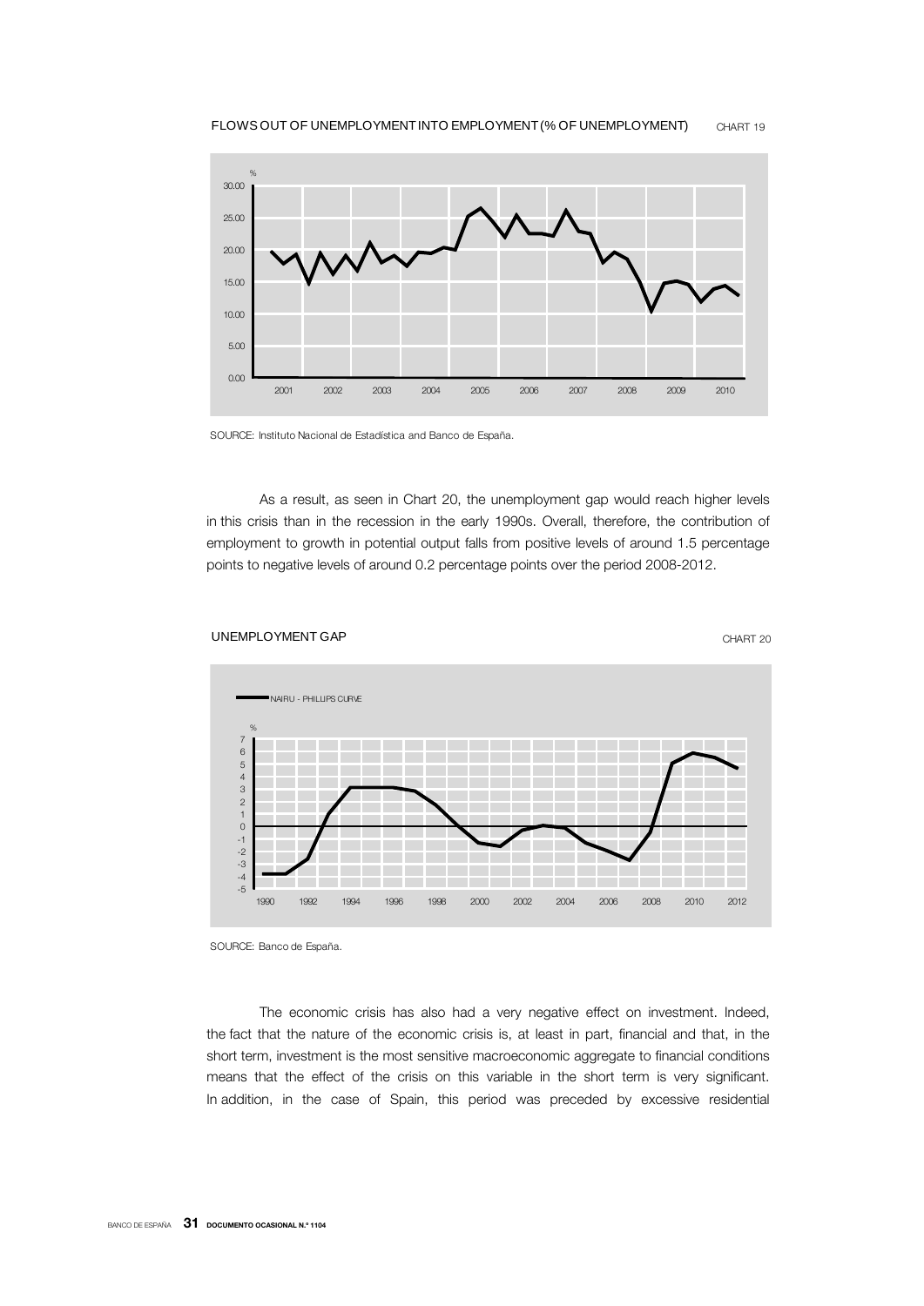FLOWS OUT OF UNEMPLOYMENT INTO EMPLOYMENT (% OF UNEMPLOYMENT) CHART 19

SOURCE: Instituto Nacional de Estadística and Banco de España.

As a result, as seen in Chart 20, the unemployment gap would reach higher levels in this crisis than in the recession in the early 1990s. Overall, therefore, the contribution of employment to growth in potential output falls from positive levels of around 1.5 percentage points to negative levels of around 0.2 percentage points over the period 2008-2012.

UNEMPLOYMENT GAP CHART 20

SOURCE: Banco de España.

The economic crisis has also had a very negative effect on investment. Indeed, the fact that the nature of the economic crisis is, at least in part, financial and that, in the short term, investment is the most sensitive macroeconomic aggregate to financial conditions means that the effect of the crisis on this variable in the short term is very significant. In addition, in the case of Spain, this period was preceded by excessive residential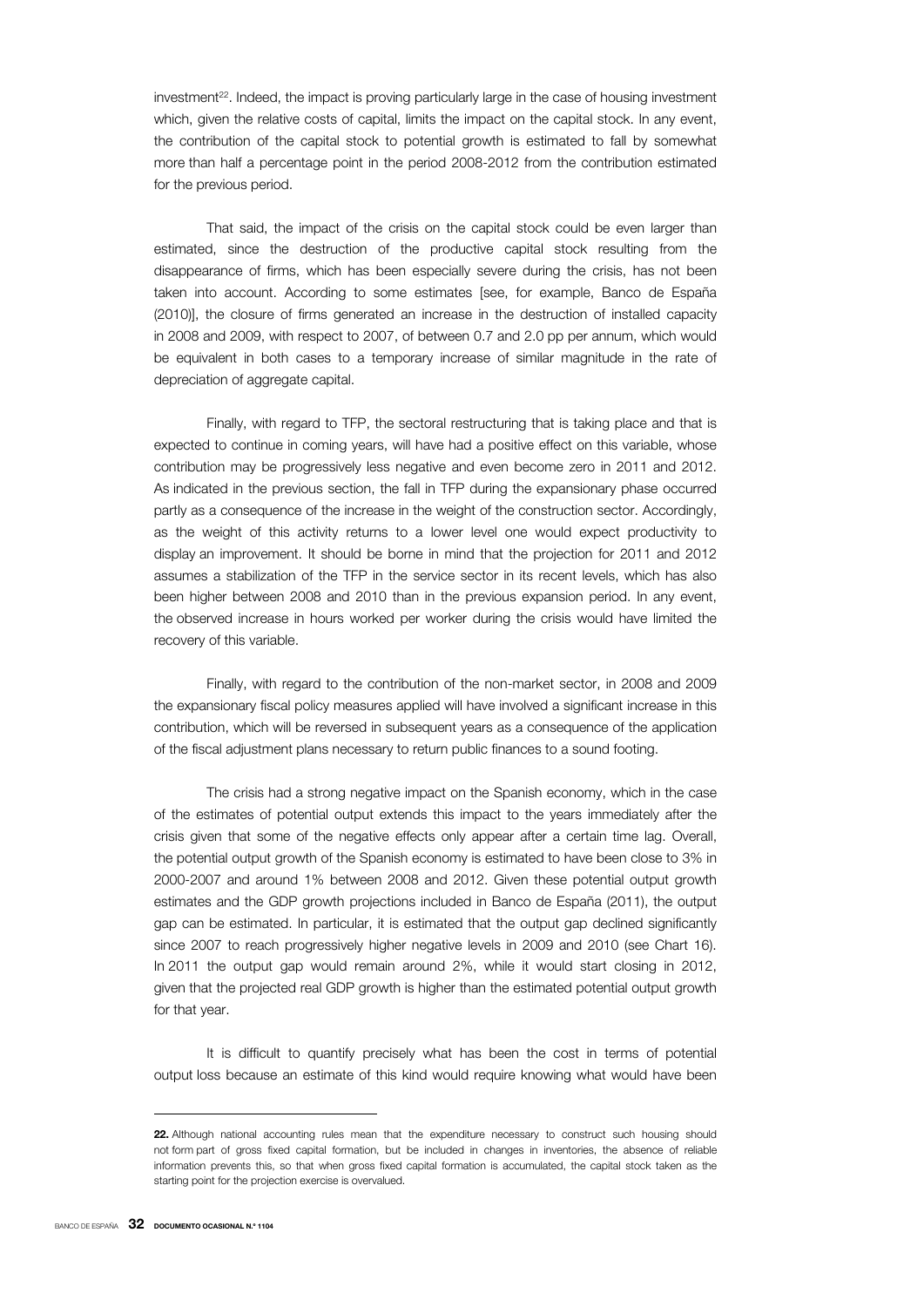investment[22]. Indeed, the impact is proving particularly large in the case of housing investment which, given the relative costs of capital, limits the impact on the capital stock. In any event, the contribution of the capital stock to potential growth is estimated to fall by somewhat more than half a percentage point in the period 2008-2012 from the contribution estimated for the previous period.

That said, the impact of the crisis on the capital stock could be even larger than estimated, since the destruction of the productive capital stock resulting from the disappearance of firms, which has been especially severe during the crisis, has not been taken into account. According to some estimates [see, for example, Banco de España (2010)], the closure of firms generated an increase in the destruction of installed capacity in 2008 and 2009, with respect to 2007, of between 0.7 and 2.0 pp per annum, which would be equivalent in both cases to a temporary increase of similar magnitude in the rate of depreciation of aggregate capital.

Finally, with regard to TFP, the sectoral restructuring that is taking place and that is expected to continue in coming years, will have had a positive effect on this variable, whose contribution may be progressively less negative and even become zero in 2011 and 2012. As indicated in the previous section, the fall in TFP during the expansionary phase occurred partly as a consequence of the increase in the weight of the construction sector. Accordingly, as the weight of this activity returns to a lower level one would expect productivity to display an improvement. It should be borne in mind that the projection for 2011 and 2012 assumes a stabilization of the TFP in the service sector in its recent levels, which has also been higher between 2008 and 2010 than in the previous expansion period. In any event, the observed increase in hours worked per worker during the crisis would have limited the recovery of this variable.

Finally, with regard to the contribution of the non-market sector, in 2008 and 2009 the expansionary fiscal policy measures applied will have involved a significant increase in this contribution, which will be reversed in subsequent years as a consequence of the application of the fiscal adjustment plans necessary to return public finances to a sound footing.

The crisis had a strong negative impact on the Spanish economy, which in the case of the estimates of potential output extends this impact to the years immediately after the crisis given that some of the negative effects only appear after a certain time lag. Overall, the potential output growth of the Spanish economy is estimated to have been close to 3% in 2000-2007 and around 1% between 2008 and 2012. Given these potential output growth estimates and the GDP growth projections included in Banco de España (2011), the output gap can be estimated. In particular, it is estimated that the output gap declined significantly since 2007 to reach progressively higher negative levels in 2009 and 2010 (see Chart 16). In 2011 the output gap would remain around 2%, while it would start closing in 2012, given that the projected real GDP growth is higher than the estimated potential output growth for that year.

It is difficult to quantify precisely what has been the cost in terms of potential output loss because an estimate of this kind would require knowing what would have been

---

**22.** Although national accounting rules mean that the expenditure necessary to construct such housing should not form part of gross fixed capital formation, but be included in changes in inventories, the absence of reliable information prevents this, so that when gross fixed capital formation is accumulated, the capital stock taken as the starting point for the projection exercise is overvalued.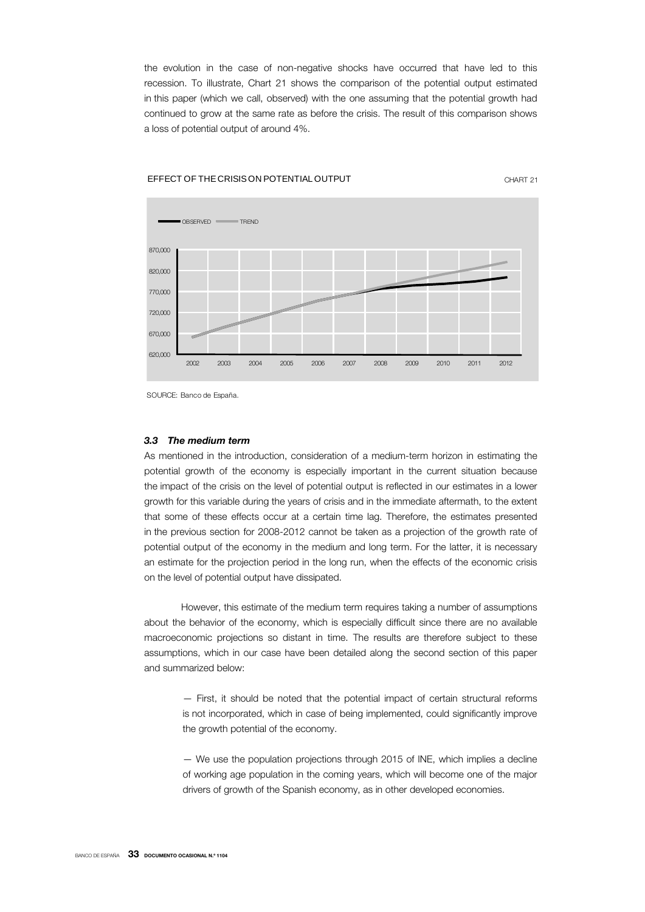the evolution in the case of non-negative shocks have occurred that have led to this recession. To illustrate, Chart 21 shows the comparison of the potential output estimated in this paper (which we call, observed) with the one assuming that the potential growth had continued to grow at the same rate as before the crisis. The result of this comparison shows a loss of potential output of around 4%.

EFFECT OF THE CRISIS ON POTENTIAL OUTPUT

CHART 21

SOURCE: Banco de España.

### *3.3 The medium term*

As mentioned in the introduction, consideration of a medium-term horizon in estimating the potential growth of the economy is especially important in the current situation because the impact of the crisis on the level of potential output is reflected in our estimates in a lower growth for this variable during the years of crisis and in the immediate aftermath, to the extent that some of these effects occur at a certain time lag. Therefore, the estimates presented in the previous section for 2008-2012 cannot be taken as a projection of the growth rate of potential output of the economy in the medium and long term. For the latter, it is necessary an estimate for the projection period in the long run, when the effects of the economic crisis on the level of potential output have dissipated.

However, this estimate of the medium term requires taking a number of assumptions about the behavior of the economy, which is especially difficult since there are no available macroeconomic projections so distant in time. The results are therefore subject to these assumptions, which in our case have been detailed along the second section of this paper and summarized below:

— First, it should be noted that the potential impact of certain structural reforms is not incorporated, which in case of being implemented, could significantly improve the growth potential of the economy.

— We use the population projections through 2015 of INE, which implies a decline of working age population in the coming years, which will become one of the major drivers of growth of the Spanish economy, as in other developed economies.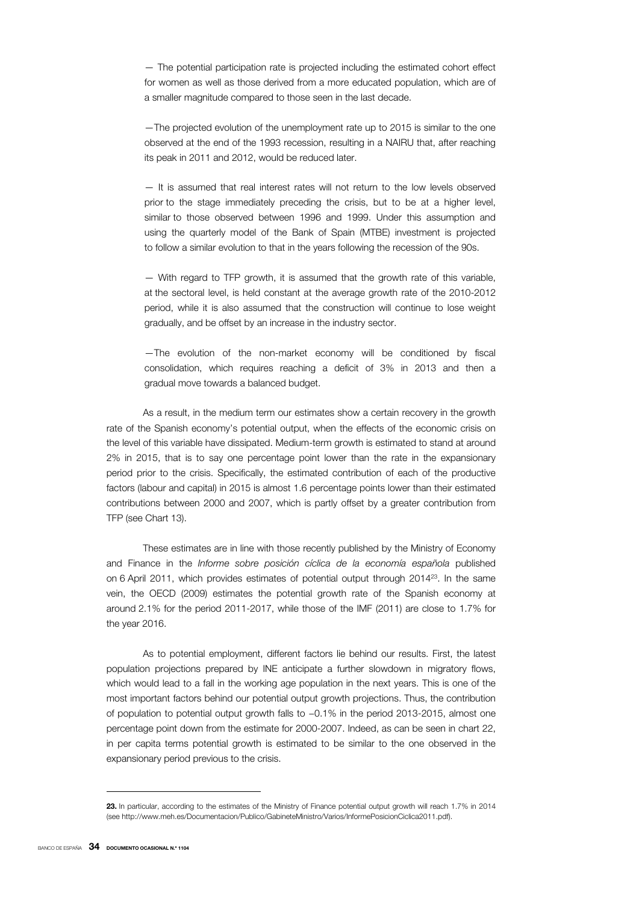— The potential participation rate is projected including the estimated cohort effect for women as well as those derived from a more educated population, which are of a smaller magnitude compared to those seen in the last decade.

— The projected evolution of the unemployment rate up to 2015 is similar to the one observed at the end of the 1993 recession, resulting in a NAIRU that, after reaching its peak in 2011 and 2012, would be reduced later.

— It is assumed that real interest rates will not return to the low levels observed prior to the stage immediately preceding the crisis, but to be at a higher level, similar to those observed between 1996 and 1999. Under this assumption and using the quarterly model of the Bank of Spain (MTBE) investment is projected to follow a similar evolution to that in the years following the recession of the 90s.

— With regard to TFP growth, it is assumed that the growth rate of this variable, at the sectoral level, is held constant at the average growth rate of the 2010-2012 period, while it is also assumed that the construction will continue to lose weight gradually, and be offset by an increase in the industry sector.

— The evolution of the non-market economy will be conditioned by fiscal consolidation, which requires reaching a deficit of 3% in 2013 and then a gradual move towards a balanced budget.

As a result, in the medium term our estimates show a certain recovery in the growth rate of the Spanish economy's potential output, when the effects of the economic crisis on the level of this variable have dissipated. Medium-term growth is estimated to stand at around 2% in 2015, that is to say one percentage point lower than the rate in the expansionary period prior to the crisis. Specifically, the estimated contribution of each of the productive factors (labour and capital) in 2015 is almost 1.6 percentage points lower than their estimated contributions between 2000 and 2007, which is partly offset by a greater contribution from TFP (see Chart 13).

These estimates are in line with those recently published by the Ministry of Economy and Finance in the *Informe sobre posición cíclica de la economía española* published on 6 April 2011, which provides estimates of potential output through 2014[23]. In the same vein, the OECD (2009) estimates the potential growth rate of the Spanish economy at around 2.1% for the period 2011-2017, while those of the IMF (2011) are close to 1.7% for the year 2016.

As to potential employment, different factors lie behind our results. First, the latest population projections prepared by INE anticipate a further slowdown in migratory flows, which would lead to a fall in the working age population in the next years. This is one of the most important factors behind our potential output growth projections. Thus, the contribution of population to potential output growth falls to –0.1% in the period 2013-2015, almost one percentage point down from the estimate for 2000-2007. Indeed, as can be seen in chart 22, in per capita terms potential growth is estimated to be similar to the one observed in the expansionary period previous to the crisis.

---

**23.** In particular, according to the estimates of the Ministry of Finance potential output growth will reach 1.7% in 2014 (see http://www.meh.es/Documentacion/Publico/GabineteMinistro/Varios/InformePosicionCiclica2011.pdf).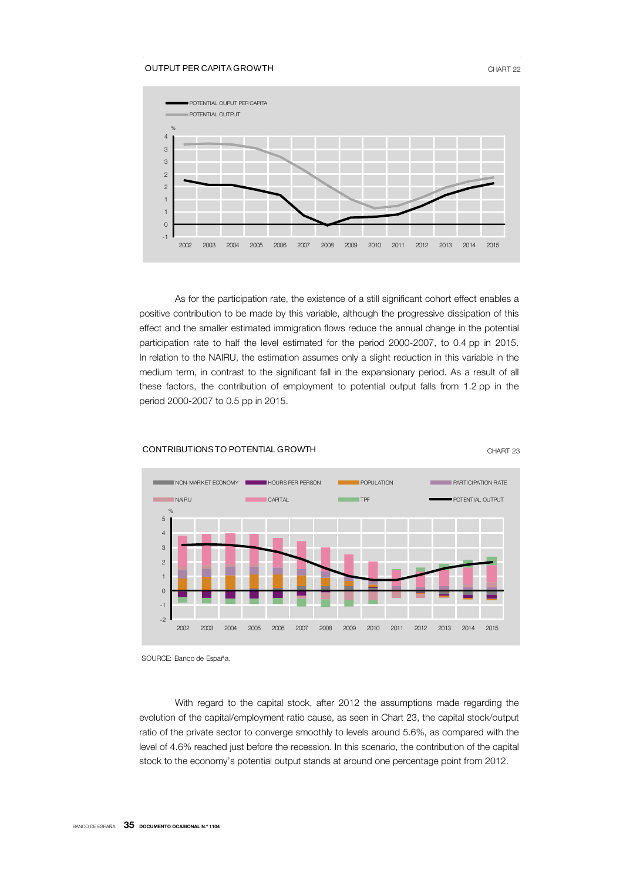OUTPUT PER CAPITA GROWTH

CHART 22

POTENTIAL OUPUT PER CAPITA

POTENTIAL OUTPUT

As for the participation rate, the existence of a still significant cohort effect enables a positive contribution to be made by this variable, although the progressive dissipation of this effect and the smaller estimated immigration flows reduce the annual change in the potential participation rate to half the level estimated for the period 2000-2007, to 0.4 pp in 2015. In relation to the NAIRU, the estimation assumes only a slight reduction in this variable in the medium term, in contrast to the significant fall in the expansionary period. As a result of all these factors, the contribution of employment to potential output falls from 1.2 pp in the period 2000-2007 to 0.5 pp in 2015.

CONTRIBUTIONS TO POTENTIAL GROWTH

CHART 23

NON-MARKET ECONOMY, HOURS PER PERSON, POPULATION, PARTICIPATION RATE, NAIRU, CAPITAL, TPF, POTENTIAL OUTPUT

SOURCE: Banco de España.

With regard to the capital stock, after 2012 the assumptions made regarding the evolution of the capital/employment ratio cause, as seen in Chart 23, the capital stock/output ratio of the private sector to converge smoothly to levels around 5.6%, as compared with the level of 4.6% reached just before the recession. In this scenario, the contribution of the capital stock to the economy's potential output stands at around one percentage point from 2012.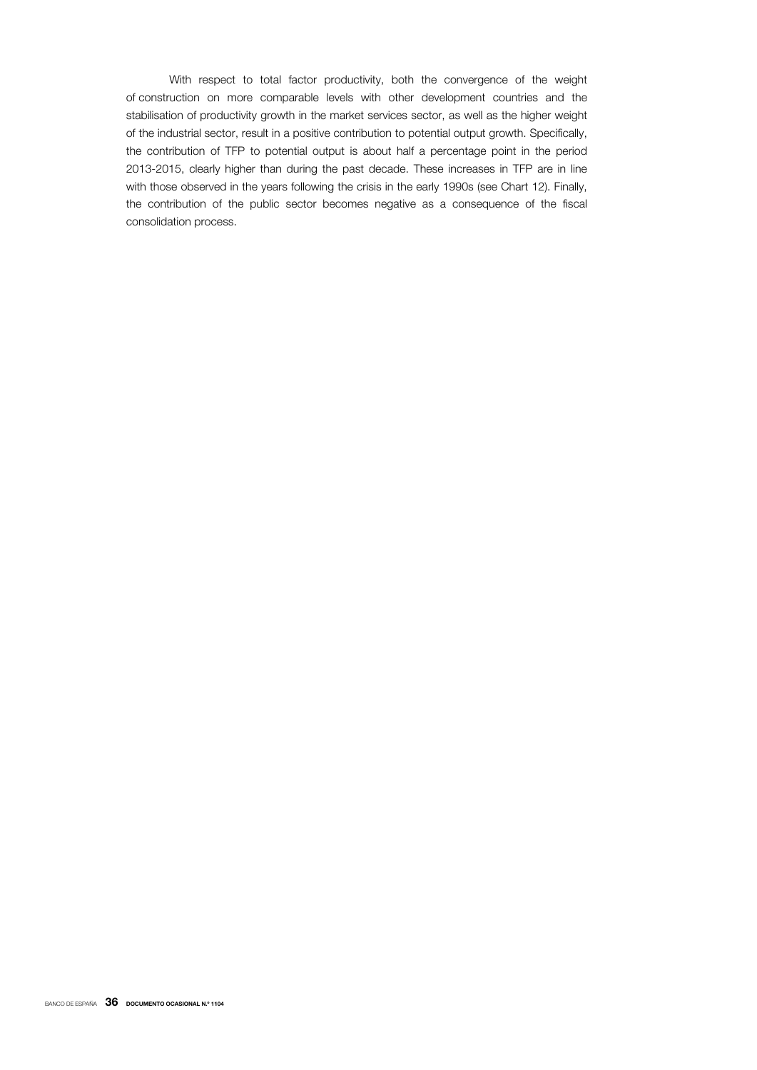With respect to total factor productivity, both the convergence of the weight of construction on more comparable levels with other development countries and the stabilisation of productivity growth in the market services sector, as well as the higher weight of the industrial sector, result in a positive contribution to potential output growth. Specifically, the contribution of TFP to potential output is about half a percentage point in the period 2013-2015, clearly higher than during the past decade. These increases in TFP are in line with those observed in the years following the crisis in the early 1990s (see Chart 12). Finally, the contribution of the public sector becomes negative as a consequence of the fiscal consolidation process.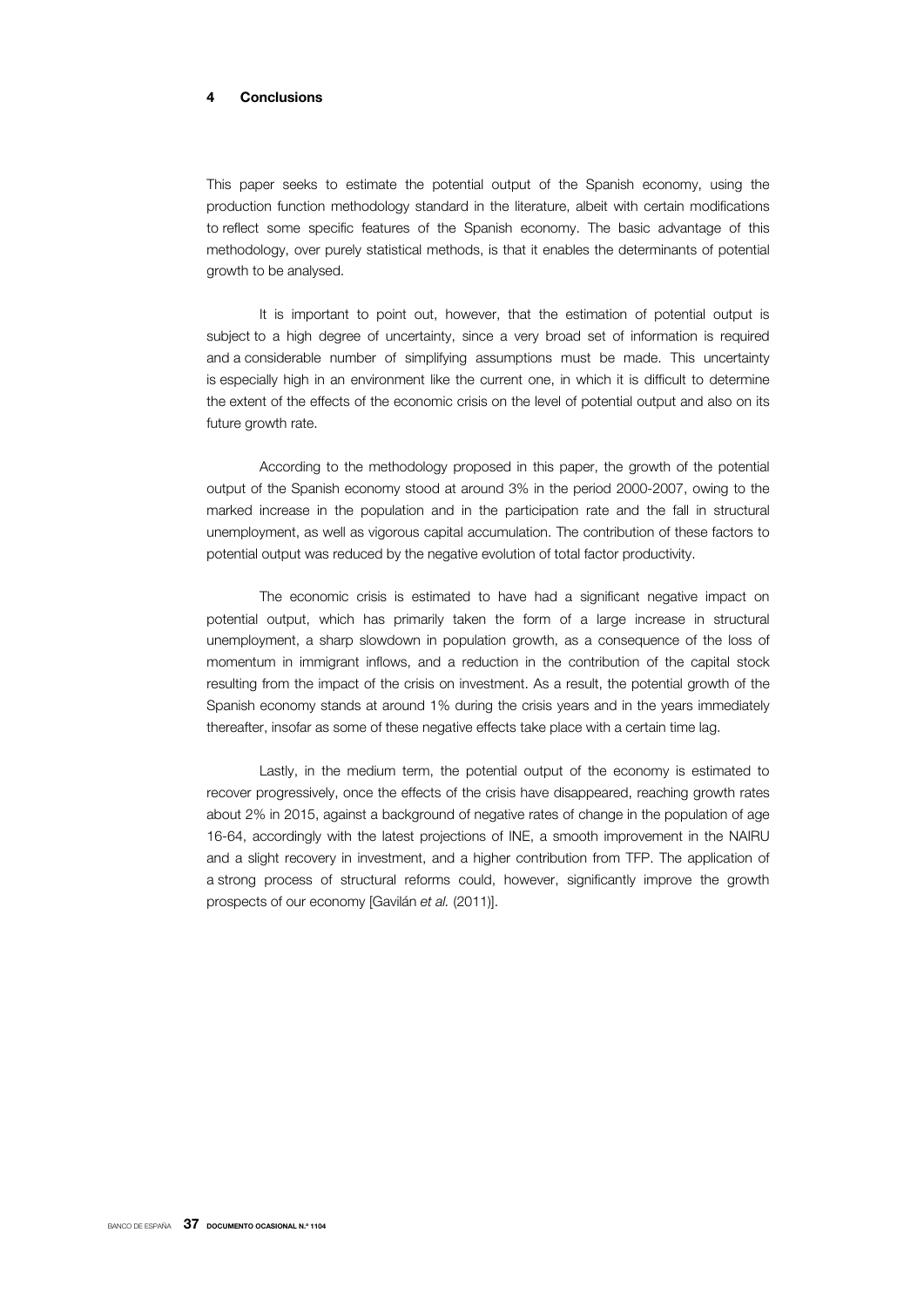## 4 Conclusions

This paper seeks to estimate the potential output of the Spanish economy, using the production function methodology standard in the literature, albeit with certain modifications to reflect some specific features of the Spanish economy. The basic advantage of this methodology, over purely statistical methods, is that it enables the determinants of potential growth to be analysed.

It is important to point out, however, that the estimation of potential output is subject to a high degree of uncertainty, since a very broad set of information is required and a considerable number of simplifying assumptions must be made. This uncertainty is especially high in an environment like the current one, in which it is difficult to determine the extent of the effects of the economic crisis on the level of potential output and also on its future growth rate.

According to the methodology proposed in this paper, the growth of the potential output of the Spanish economy stood at around 3% in the period 2000-2007, owing to the marked increase in the population and in the participation rate and the fall in structural unemployment, as well as vigorous capital accumulation. The contribution of these factors to potential output was reduced by the negative evolution of total factor productivity.

The economic crisis is estimated to have had a significant negative impact on potential output, which has primarily taken the form of a large increase in structural unemployment, a sharp slowdown in population growth, as a consequence of the loss of momentum in immigrant inflows, and a reduction in the contribution of the capital stock resulting from the impact of the crisis on investment. As a result, the potential growth of the Spanish economy stands at around 1% during the crisis years and in the years immediately thereafter, insofar as some of these negative effects take place with a certain time lag.

Lastly, in the medium term, the potential output of the economy is estimated to recover progressively, once the effects of the crisis have disappeared, reaching growth rates about 2% in 2015, against a background of negative rates of change in the population of age 16-64, accordingly with the latest projections of INE, a smooth improvement in the NAIRU and a slight recovery in investment, and a higher contribution from TFP. The application of a strong process of structural reforms could, however, significantly improve the growth prospects of our economy [Gavilán *et al.* (2011)].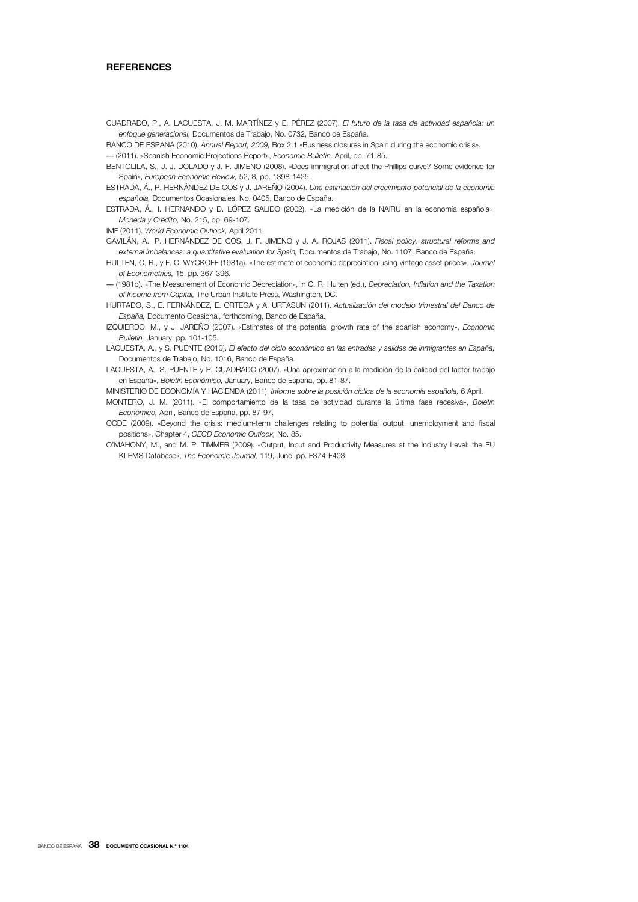## REFERENCES

CUADRADO, P., A. LACUESTA, J. M. MARTÍNEZ y E. PÉREZ (2007). *El futuro de la tasa de actividad española: un enfoque generacional,* Documentos de Trabajo, No. 0732, Banco de España.

BANCO DE ESPAÑA (2010). *Annual Report, 2009,* Box 2.1 «Business closures in Spain during the economic crisis».

— (2011). «Spanish Economic Projections Report», *Economic Bulletin,* April, pp. 71-85.

BENTOLILA, S., J. J. DOLADO y J. F. JIMENO (2008). «Does immigration affect the Phillips curve? Some evidence for Spain», *European Economic Review,* 52, 8, pp. 1398-1425.

ESTRADA, Á., P. HERNÁNDEZ DE COS y J. JAREÑO (2004). *Una estimación del crecimiento potencial de la economía española,* Documentos Ocasionales, No. 0405, Banco de España.

ESTRADA, Á., I. HERNANDO y D. LÓPEZ SALIDO (2002). «La medición de la NAIRU en la economía española», *Moneda y Crédito,* No. 215, pp. 69-107.

IMF (2011). *World Economic Outlook,* April 2011.

GAVILÁN, A., P. HERNÁNDEZ DE COS, J. F. JIMENO y J. A. ROJAS (2011). *Fiscal policy, structural reforms and external imbalances: a quantitative evaluation for Spain,* Documentos de Trabajo, No. 1107, Banco de España.

HULTEN, C. R., y F. C. WYCKOFF (1981a). «The estimate of economic depreciation using vintage asset prices», *Journal of Econometrics,* 15, pp. 367-396.

— (1981b). «The Measurement of Economic Depreciation», in C. R. Hulten (ed.), *Depreciation, Inflation and the Taxation of Income from Capital,* The Urban Institute Press, Washington, DC.

HURTADO, S., E. FERNÁNDEZ, E. ORTEGA y A. URTASUN (2011). *Actualización del modelo trimestral del Banco de España,* Documento Ocasional, forthcoming, Banco de España.

IZQUIERDO, M., y J. JAREÑO (2007). «Estimates of the potential growth rate of the spanish economy», *Economic Bulletin,* January, pp. 101-105.

LACUESTA, A., y S. PUENTE (2010). *El efecto del ciclo económico en las entradas y salidas de inmigrantes en España,* Documentos de Trabajo, No. 1016, Banco de España.

LACUESTA, A., S. PUENTE y P. CUADRADO (2007). «Una aproximación a la medición de la calidad del factor trabajo en España», *Boletín Económico,* January, Banco de España, pp. 81-87.

MINISTERIO DE ECONOMÍA Y HACIENDA (2011). *Informe sobre la posición cíclica de la economía española,* 6 April.

MONTERO, J. M. (2011). «El comportamiento de la tasa de actividad durante la última fase recesiva», *Boletín Económico,* April, Banco de España, pp. 87-97.

OCDE (2009). «Beyond the crisis: medium-term challenges relating to potential output, unemployment and fiscal positions», Chapter 4, *OECD Economic Outlook,* No. 85.

O'MAHONY, M., and M. P. TIMMER (2009). «Output, Input and Productivity Measures at the Industry Level: the EU KLEMS Database», *The Economic Journal,* 119, June, pp. F374-F403.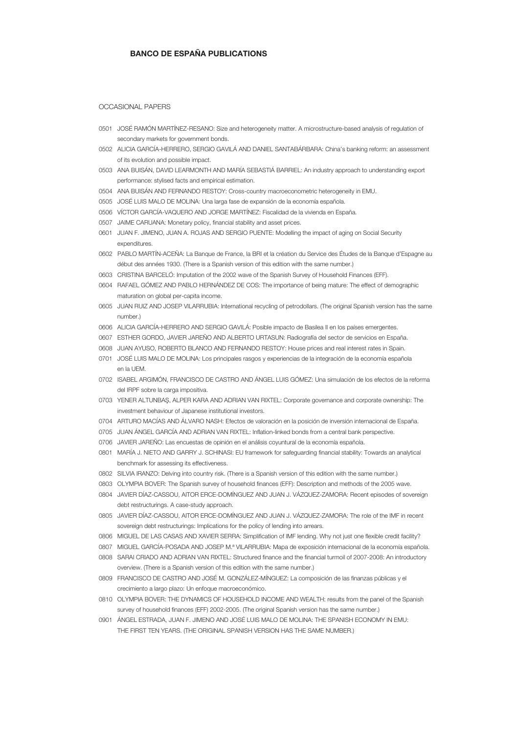## BANCO DE ESPAÑA PUBLICATIONS

### OCCASIONAL PAPERS

0501 JOSÉ RAMÓN MARTÍNEZ-RESANO: Size and heterogeneity matter. A microstructure-based analysis of regulation of secondary markets for government bonds.

0502 ALICIA GARCÍA-HERRERO, SERGIO GAVILÁ AND DANIEL SANTABÁRBARA: China's banking reform: an assessment of its evolution and possible impact.

0503 ANA BUISÁN, DAVID LEARMONTH AND MARÍA SEBASTIÁ BARRIEL: An industry approach to understanding export performance: stylised facts and empirical estimation.

0504 ANA BUISÁN AND FERNANDO RESTOY: Cross-country macroeconometric heterogeneity in EMU.

0505 JOSÉ LUIS MALO DE MOLINA: Una larga fase de expansión de la economía española.

0506 VÍCTOR GARCÍA-VAQUERO AND JORGE MARTÍNEZ: Fiscalidad de la vivienda en España.

0507 JAIME CARUANA: Monetary policy, financial stability and asset prices.

0601 JUAN F. JIMENO, JUAN A. ROJAS AND SERGIO PUENTE: Modelling the impact of aging on Social Security expenditures.

0602 PABLO MARTÍN-ACEÑA: La Banque de France, la BRI et la création du Service des Études de la Banque d'Espagne au début des années 1930. (There is a Spanish version of this edition with the same number.)

0603 CRISTINA BARCELÓ: Imputation of the 2002 wave of the Spanish Survey of Household Finances (EFF).

0604 RAFAEL GÓMEZ AND PABLO HERNÁNDEZ DE COS: The importance of being mature: The effect of demographic maturation on global per-capita income.

0605 JUAN RUIZ AND JOSEP VILARRUBIA: International recycling of petrodollars. (The original Spanish version has the same number.)

0606 ALICIA GARCÍA-HERRERO AND SERGIO GAVILÁ: Posible impacto de Basilea II en los países emergentes.

0607 ESTHER GORDO, JAVIER JAREÑO AND ALBERTO URTASUN: Radiografía del sector de servicios en España.

0608 JUAN AYUSO, ROBERTO BLANCO AND FERNANDO RESTOY: House prices and real interest rates in Spain.

0701 JOSÉ LUIS MALO DE MOLINA: Los principales rasgos y experiencias de la integración de la economía española en la UEM.

0702 ISABEL ARGIMÓN, FRANCISCO DE CASTRO AND ÁNGEL LUIS GÓMEZ: Una simulación de los efectos de la reforma del IRPF sobre la carga impositiva.

0703 YENER ALTUNBAŞ, ALPER KARA AND ADRIAN VAN RIXTEL: Corporate governance and corporate ownership: The investment behaviour of Japanese institutional investors.

0704 ARTURO MACÍAS AND ÁLVARO NASH: Efectos de valoración en la posición de inversión internacional de España.

0705 JUAN ÁNGEL GARCÍA AND ADRIAN VAN RIXTEL: Inflation-linked bonds from a central bank perspective.

0706 JAVIER JAREÑO: Las encuestas de opinión en el análisis coyuntural de la economía española.

0801 MARÍA J. NIETO AND GARRY J. SCHINASI: EU framework for safeguarding financial stability: Towards an analytical benchmark for assessing its effectiveness.

0802 SILVIA IRANZO: Delving into country risk. (There is a Spanish version of this edition with the same number.)

0803 OLYMPIA BOVER: The Spanish survey of household finances (EFF): Description and methods of the 2005 wave.

0804 JAVIER DÍAZ-CASSOU, AITOR ERCE-DOMÍNGUEZ AND JUAN J. VÁZQUEZ-ZAMORA: Recent episodes of sovereign debt restructurings. A case-study approach.

0805 JAVIER DÍAZ-CASSOU, AITOR ERCE-DOMÍNGUEZ AND JUAN J. VÁZQUEZ-ZAMORA: The role of the IMF in recent sovereign debt restructurings: Implications for the policy of lending into arrears.

0806 MIGUEL DE LAS CASAS AND XAVIER SERRA: Simplification of IMF lending. Why not just one flexible credit facility?

0807 MIGUEL GARCÍA-POSADA AND JOSEP M.ª VILARRUBIA: Mapa de exposición internacional de la economía española.

0808 SARAI CRIADO AND ADRIAN VAN RIXTEL: Structured finance and the financial turmoil of 2007-2008: An introductory overview. (There is a Spanish version of this edition with the same number.)

0809 FRANCISCO DE CASTRO AND JOSÉ M. GONZÁLEZ-MÍNGUEZ: La composición de las finanzas públicas y el crecimiento a largo plazo: Un enfoque macroeconómico.

0810 OLYMPIA BOVER: THE DYNAMICS OF HOUSEHOLD INCOME AND WEALTH: results from the panel of the Spanish survey of household finances (EFF) 2002-2005. (The original Spanish version has the same number.)

0901 ÁNGEL ESTRADA, JUAN F. JIMENO AND JOSÉ LUIS MALO DE MOLINA: THE SPANISH ECONOMY IN EMU: THE FIRST TEN YEARS. (THE ORIGINAL SPANISH VERSION HAS THE SAME NUMBER.)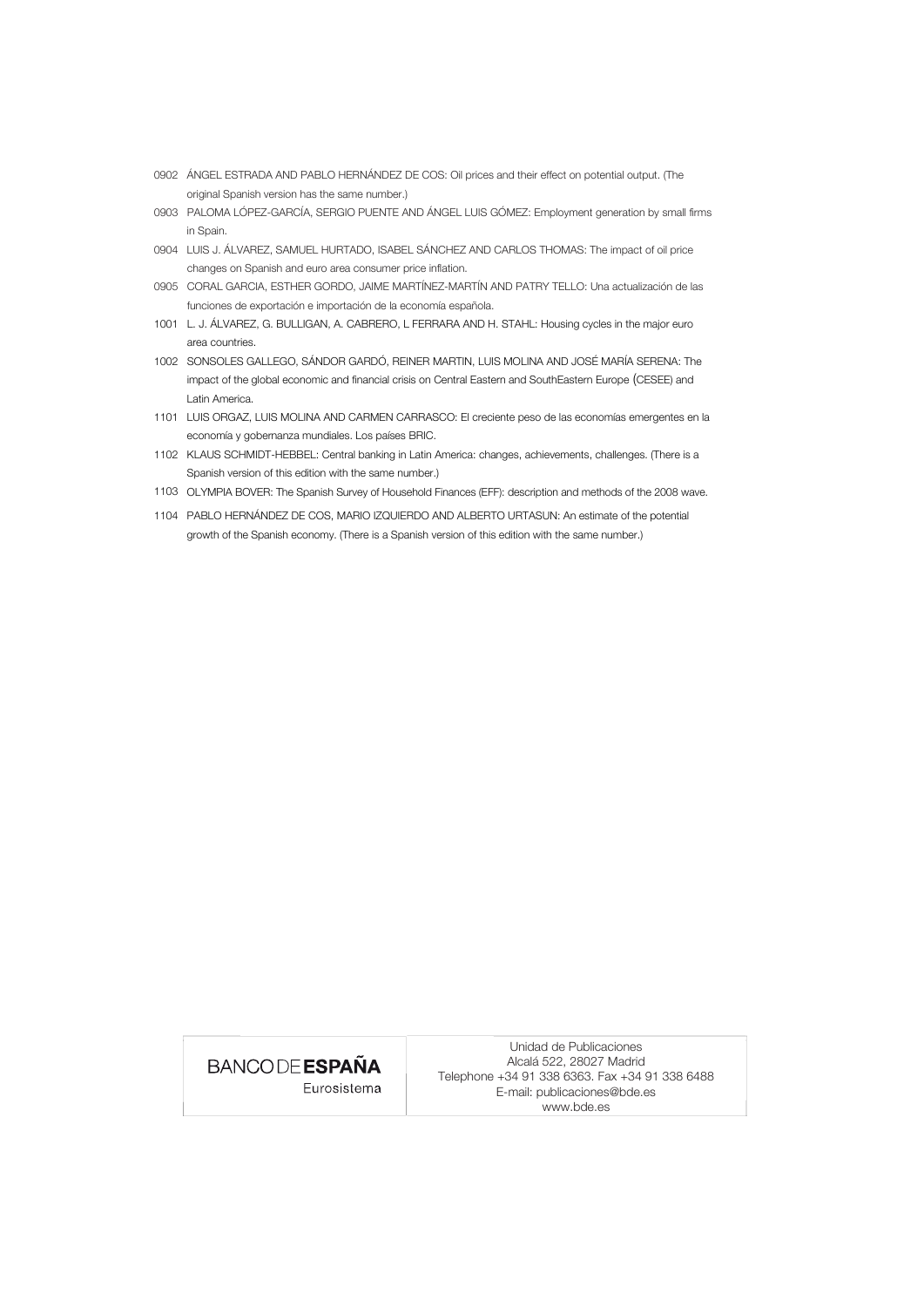0902 ÁNGEL ESTRADA AND PABLO HERNÁNDEZ DE COS: Oil prices and their effect on potential output. (The original Spanish version has the same number.)

0903 PALOMA LÓPEZ-GARCÍA, SERGIO PUENTE AND ÁNGEL LUIS GÓMEZ: Employment generation by small firms in Spain.

0904 LUIS J. ÁLVAREZ, SAMUEL HURTADO, ISABEL SÁNCHEZ AND CARLOS THOMAS: The impact of oil price changes on Spanish and euro area consumer price inflation.

0905 CORAL GARCIA, ESTHER GORDO, JAIME MARTÍNEZ-MARTÍN AND PATRY TELLO: Una actualización de las funciones de exportación e importación de la economía española.

1001 L. J. ÁLVAREZ, G. BULLIGAN, A. CABRERO, L FERRARA AND H. STAHL: Housing cycles in the major euro area countries.

1002 SONSOLES GALLEGO, SÁNDOR GARDÓ, REINER MARTIN, LUIS MOLINA AND JOSÉ MARÍA SERENA: The impact of the global economic and financial crisis on Central Eastern and SouthEastern Europe (CESEE) and Latin America.

1101 LUIS ORGAZ, LUIS MOLINA AND CARMEN CARRASCO: El creciente peso de las economías emergentes en la economía y gobernanza mundiales. Los países BRIC.

1102 KLAUS SCHMIDT-HEBBEL: Central banking in Latin America: changes, achievements, challenges. (There is a Spanish version of this edition with the same number.)

1103 OLYMPIA BOVER: The Spanish Survey of Household Finances (EFF): description and methods of the 2008 wave.

1104 PABLO HERNÁNDEZ DE COS, MARIO IZQUIERDO AND ALBERTO URTASUN: An estimate of the potential growth of the Spanish economy. (There is a Spanish version of this edition with the same number.)

BANCO DE **ESPAÑA**
Eurosistema

Unidad de Publicaciones
Alcalá 522, 28027 Madrid
Telephone +34 91 338 6363. Fax +34 91 338 6488
E-mail: publicaciones@bde.es
www.bde.es